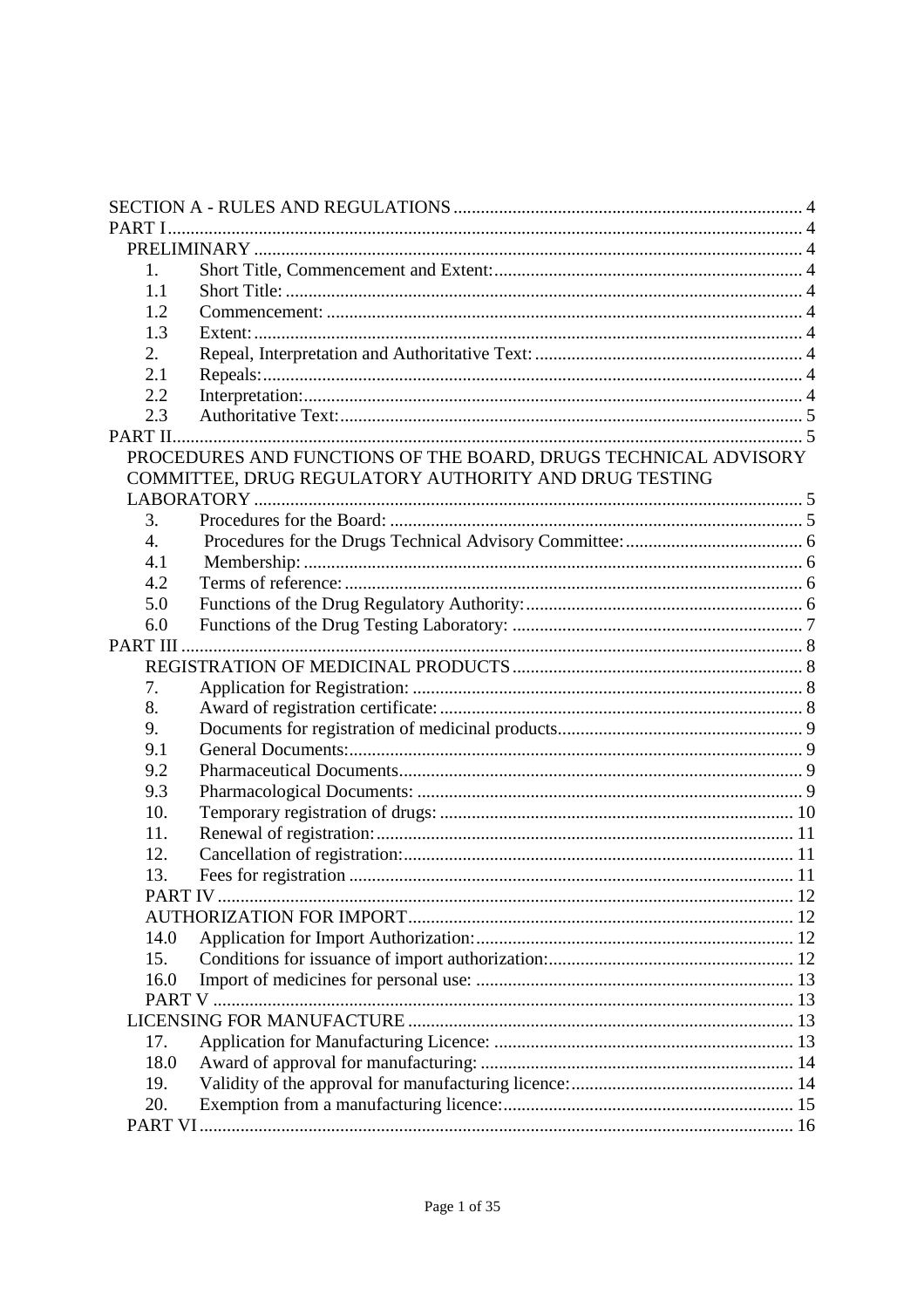SECTION A - RULES AND REGULATIONS .......... 4
PART I .......... 4
PRELIMINARY .......... 4
1. Short Title, Commencement and Extent: .......... 4
1.1 Short Title: .......... 4
1.2 Commencement: .......... 4
1.3 Extent: .......... 4
2. Repeal, Interpretation and Authoritative Text: .......... 4
2.1 Repeals: .......... 4
2.2 Interpretation: .......... 4
2.3 Authoritative Text: .......... 5
PART II .......... 5
PROCEDURES AND FUNCTIONS OF THE BOARD, DRUGS TECHNICAL ADVISORY COMMITTEE, DRUG REGULATORY AUTHORITY AND DRUG TESTING LABORATORY .......... 5
3. Procedures for the Board: .......... 5
4. Procedures for the Drugs Technical Advisory Committee: .......... 6
4.1 Membership: .......... 6
4.2 Terms of reference: .......... 6
5.0 Functions of the Drug Regulatory Authority: .......... 6
6.0 Functions of the Drug Testing Laboratory: .......... 7
PART III .......... 8
REGISTRATION OF MEDICINAL PRODUCTS .......... 8
7. Application for Registration: .......... 8
8. Award of registration certificate: .......... 8
9. Documents for registration of medicinal products .......... 9
9.1 General Documents: .......... 9
9.2 Pharmaceutical Documents .......... 9
9.3 Pharmacological Documents: .......... 9
10. Temporary registration of drugs: .......... 10
11. Renewal of registration: .......... 11
12. Cancellation of registration: .......... 11
13. Fees for registration .......... 11
PART IV .......... 12
AUTHORIZATION FOR IMPORT .......... 12
14.0 Application for Import Authorization: .......... 12
15. Conditions for issuance of import authorization: .......... 12
16.0 Import of medicines for personal use: .......... 13
PART V .......... 13
LICENSING FOR MANUFACTURE .......... 13
17. Application for Manufacturing Licence: .......... 13
18.0 Award of approval for manufacturing: .......... 14
19. Validity of the approval for manufacturing licence: .......... 14
20. Exemption from a manufacturing licence: .......... 15
PART VI .......... 16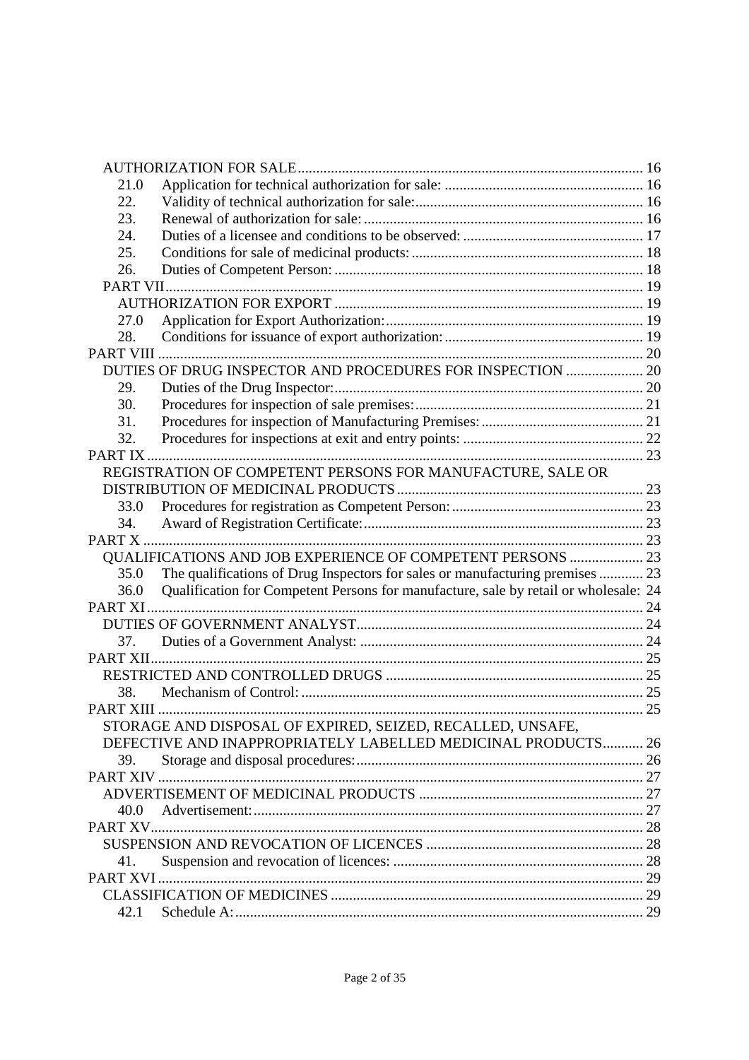AUTHORIZATION FOR SALE ... 16
21.0 Application for technical authorization for sale: ... 16
22. Validity of technical authorization for sale: ... 16
23. Renewal of authorization for sale: ... 16
24. Duties of a licensee and conditions to be observed: ... 17
25. Conditions for sale of medicinal products: ... 18
26. Duties of Competent Person: ... 18
PART VII ... 19
AUTHORIZATION FOR EXPORT ... 19
27.0 Application for Export Authorization: ... 19
28. Conditions for issuance of export authorization: ... 19
PART VIII ... 20
DUTIES OF DRUG INSPECTOR AND PROCEDURES FOR INSPECTION ... 20
29. Duties of the Drug Inspector: ... 20
30. Procedures for inspection of sale premises: ... 21
31. Procedures for inspection of Manufacturing Premises: ... 21
32. Procedures for inspections at exit and entry points: ... 22
PART IX ... 23
REGISTRATION OF COMPETENT PERSONS FOR MANUFACTURE, SALE OR DISTRIBUTION OF MEDICINAL PRODUCTS ... 23
33.0 Procedures for registration as Competent Person: ... 23
34. Award of Registration Certificate: ... 23
PART X ... 23
QUALIFICATIONS AND JOB EXPERIENCE OF COMPETENT PERSONS ... 23
35.0 The qualifications of Drug Inspectors for sales or manufacturing premises ... 23
36.0 Qualification for Competent Persons for manufacture, sale by retail or wholesale: 24
PART XI ... 24
DUTIES OF GOVERNMENT ANALYST ... 24
37. Duties of a Government Analyst: ... 24
PART XII ... 25
RESTRICTED AND CONTROLLED DRUGS ... 25
38. Mechanism of Control: ... 25
PART XIII ... 25
STORAGE AND DISPOSAL OF EXPIRED, SEIZED, RECALLED, UNSAFE, DEFECTIVE AND INAPPROPRIATELY LABELLED MEDICINAL PRODUCTS ... 26
39. Storage and disposal procedures: ... 26
PART XIV ... 27
ADVERTISEMENT OF MEDICINAL PRODUCTS ... 27
40.0 Advertisement: ... 27
PART XV ... 28
SUSPENSION AND REVOCATION OF LICENCES ... 28
41. Suspension and revocation of licences: ... 28
PART XVI ... 29
CLASSIFICATION OF MEDICINES ... 29
42.1 Schedule A: ... 29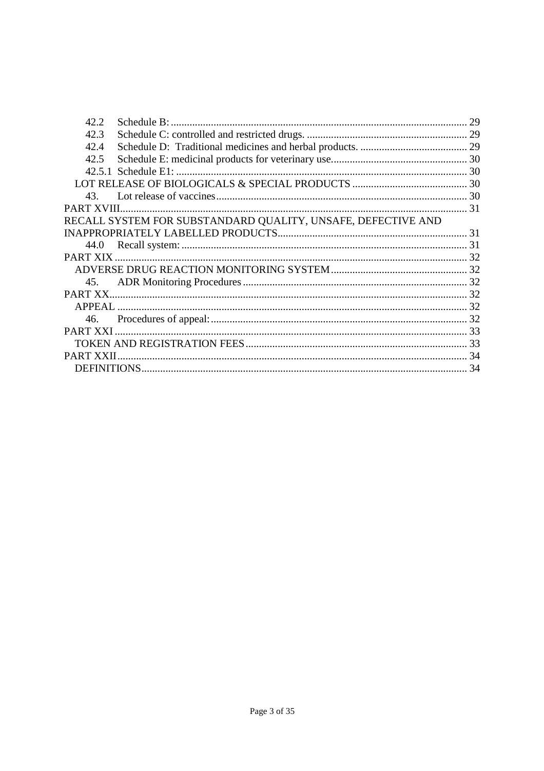42.2 Schedule B: 29
42.3 Schedule C: controlled and restricted drugs. 29
42.4 Schedule D: Traditional medicines and herbal products. 29
42.5 Schedule E: medicinal products for veterinary use. 30
42.5.1 Schedule E1: 30
LOT RELEASE OF BIOLOGICALS & SPECIAL PRODUCTS 30
43. Lot release of vaccines 30
PART XVIII 31
RECALL SYSTEM FOR SUBSTANDARD QUALITY, UNSAFE, DEFECTIVE AND INAPPROPRIATELY LABELLED PRODUCTS 31
44.0 Recall system: 31
PART XIX 32
ADVERSE DRUG REACTION MONITORING SYSTEM 32
45. ADR Monitoring Procedures 32
PART XX 32
APPEAL 32
46. Procedures of appeal: 32
PART XXI 33
TOKEN AND REGISTRATION FEES 33
PART XXII 34
DEFINITIONS 34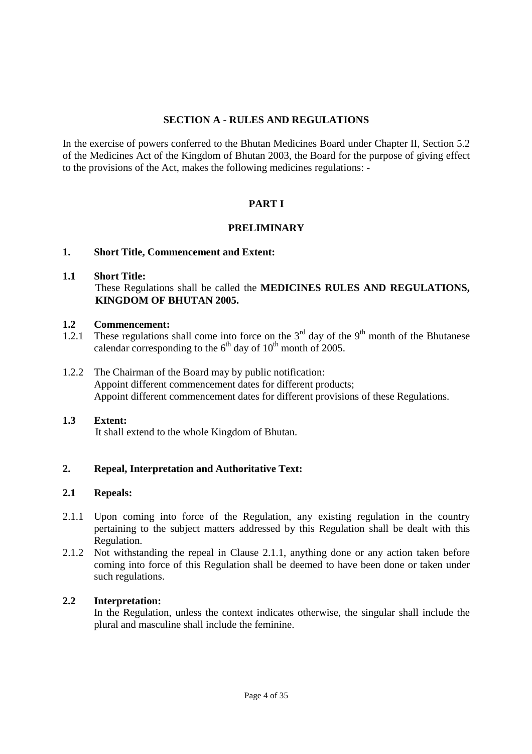## SECTION A - RULES AND REGULATIONS

In the exercise of powers conferred to the Bhutan Medicines Board under Chapter II, Section 5.2 of the Medicines Act of the Kingdom of Bhutan 2003, the Board for the purpose of giving effect to the provisions of the Act, makes the following medicines regulations: -

## PART I

## PRELIMINARY

### 1. Short Title, Commencement and Extent:

**1.1 Short Title:**

These Regulations shall be called the **MEDICINES RULES AND REGULATIONS, KINGDOM OF BHUTAN 2005.**

**1.2 Commencement:**

1.2.1 These regulations shall come into force on the 3rd day of the 9th month of the Bhutanese calendar corresponding to the 6th day of 10th month of 2005.

1.2.2 The Chairman of the Board may by public notification:
Appoint different commencement dates for different products;
Appoint different commencement dates for different provisions of these Regulations.

**1.3 Extent:**

It shall extend to the whole Kingdom of Bhutan.

### 2. Repeal, Interpretation and Authoritative Text:

**2.1 Repeals:**

2.1.1 Upon coming into force of the Regulation, any existing regulation in the country pertaining to the subject matters addressed by this Regulation shall be dealt with this Regulation.

2.1.2 Not withstanding the repeal in Clause 2.1.1, anything done or any action taken before coming into force of this Regulation shall be deemed to have been done or taken under such regulations.

**2.2 Interpretation:**

In the Regulation, unless the context indicates otherwise, the singular shall include the plural and masculine shall include the feminine.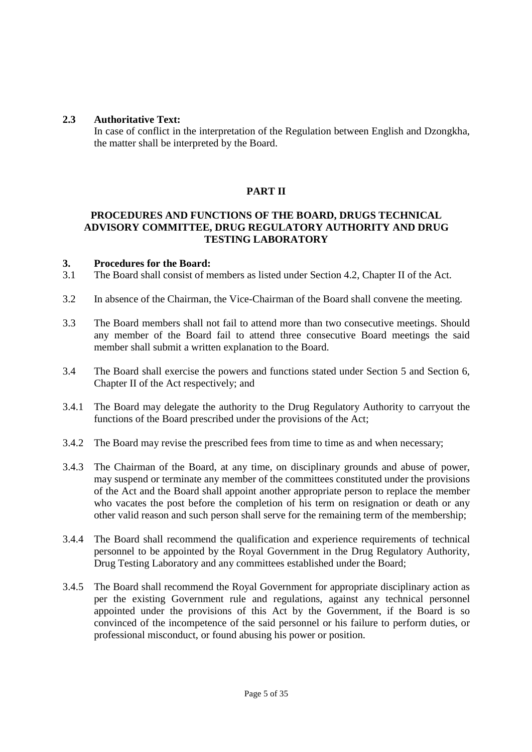**2.3 Authoritative Text:**

In case of conflict in the interpretation of the Regulation between English and Dzongkha, the matter shall be interpreted by the Board.

## PART II

## PROCEDURES AND FUNCTIONS OF THE BOARD, DRUGS TECHNICAL ADVISORY COMMITTEE, DRUG REGULATORY AUTHORITY AND DRUG TESTING LABORATORY

### 3. Procedures for the Board:

3.1 The Board shall consist of members as listed under Section 4.2, Chapter II of the Act.

3.2 In absence of the Chairman, the Vice-Chairman of the Board shall convene the meeting.

3.3 The Board members shall not fail to attend more than two consecutive meetings. Should any member of the Board fail to attend three consecutive Board meetings the said member shall submit a written explanation to the Board.

3.4 The Board shall exercise the powers and functions stated under Section 5 and Section 6, Chapter II of the Act respectively; and

3.4.1 The Board may delegate the authority to the Drug Regulatory Authority to carryout the functions of the Board prescribed under the provisions of the Act;

3.4.2 The Board may revise the prescribed fees from time to time as and when necessary;

3.4.3 The Chairman of the Board, at any time, on disciplinary grounds and abuse of power, may suspend or terminate any member of the committees constituted under the provisions of the Act and the Board shall appoint another appropriate person to replace the member who vacates the post before the completion of his term on resignation or death or any other valid reason and such person shall serve for the remaining term of the membership;

3.4.4 The Board shall recommend the qualification and experience requirements of technical personnel to be appointed by the Royal Government in the Drug Regulatory Authority, Drug Testing Laboratory and any committees established under the Board;

3.4.5 The Board shall recommend the Royal Government for appropriate disciplinary action as per the existing Government rule and regulations, against any technical personnel appointed under the provisions of this Act by the Government, if the Board is so convinced of the incompetence of the said personnel or his failure to perform duties, or professional misconduct, or found abusing his power or position.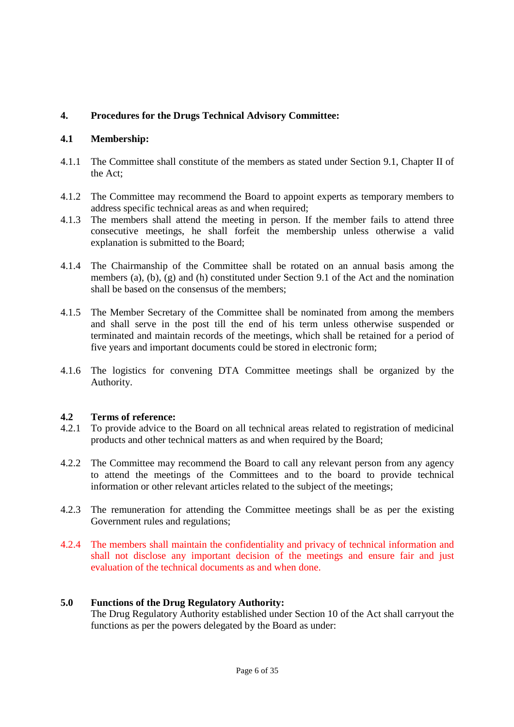## 4. Procedures for the Drugs Technical Advisory Committee:

### 4.1 Membership:

4.1.1 The Committee shall constitute of the members as stated under Section 9.1, Chapter II of the Act;

4.1.2 The Committee may recommend the Board to appoint experts as temporary members to address specific technical areas as and when required;

4.1.3 The members shall attend the meeting in person. If the member fails to attend three consecutive meetings, he shall forfeit the membership unless otherwise a valid explanation is submitted to the Board;

4.1.4 The Chairmanship of the Committee shall be rotated on an annual basis among the members (a), (b), (g) and (h) constituted under Section 9.1 of the Act and the nomination shall be based on the consensus of the members;

4.1.5 The Member Secretary of the Committee shall be nominated from among the members and shall serve in the post till the end of his term unless otherwise suspended or terminated and maintain records of the meetings, which shall be retained for a period of five years and important documents could be stored in electronic form;

4.1.6 The logistics for convening DTA Committee meetings shall be organized by the Authority.

### 4.2 Terms of reference:

4.2.1 To provide advice to the Board on all technical areas related to registration of medicinal products and other technical matters as and when required by the Board;

4.2.2 The Committee may recommend the Board to call any relevant person from any agency to attend the meetings of the Committees and to the board to provide technical information or other relevant articles related to the subject of the meetings;

4.2.3 The remuneration for attending the Committee meetings shall be as per the existing Government rules and regulations;

4.2.4 The members shall maintain the confidentiality and privacy of technical information and shall not disclose any important decision of the meetings and ensure fair and just evaluation of the technical documents as and when done.

## 5.0 Functions of the Drug Regulatory Authority:

The Drug Regulatory Authority established under Section 10 of the Act shall carryout the functions as per the powers delegated by the Board as under: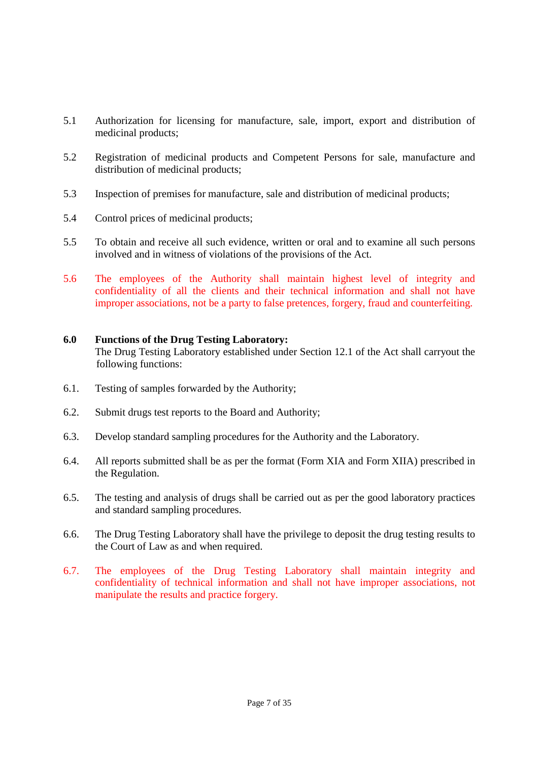5.1 Authorization for licensing for manufacture, sale, import, export and distribution of medicinal products;

5.2 Registration of medicinal products and Competent Persons for sale, manufacture and distribution of medicinal products;

5.3 Inspection of premises for manufacture, sale and distribution of medicinal products;

5.4 Control prices of medicinal products;

5.5 To obtain and receive all such evidence, written or oral and to examine all such persons involved and in witness of violations of the provisions of the Act.

5.6 The employees of the Authority shall maintain highest level of integrity and confidentiality of all the clients and their technical information and shall not have improper associations, not be a party to false pretences, forgery, fraud and counterfeiting.

**6.0 Functions of the Drug Testing Laboratory:**

The Drug Testing Laboratory established under Section 12.1 of the Act shall carryout the following functions:

6.1. Testing of samples forwarded by the Authority;

6.2. Submit drugs test reports to the Board and Authority;

6.3. Develop standard sampling procedures for the Authority and the Laboratory.

6.4. All reports submitted shall be as per the format (Form XIA and Form XIIA) prescribed in the Regulation.

6.5. The testing and analysis of drugs shall be carried out as per the good laboratory practices and standard sampling procedures.

6.6. The Drug Testing Laboratory shall have the privilege to deposit the drug testing results to the Court of Law as and when required.

6.7. The employees of the Drug Testing Laboratory shall maintain integrity and confidentiality of technical information and shall not have improper associations, not manipulate the results and practice forgery.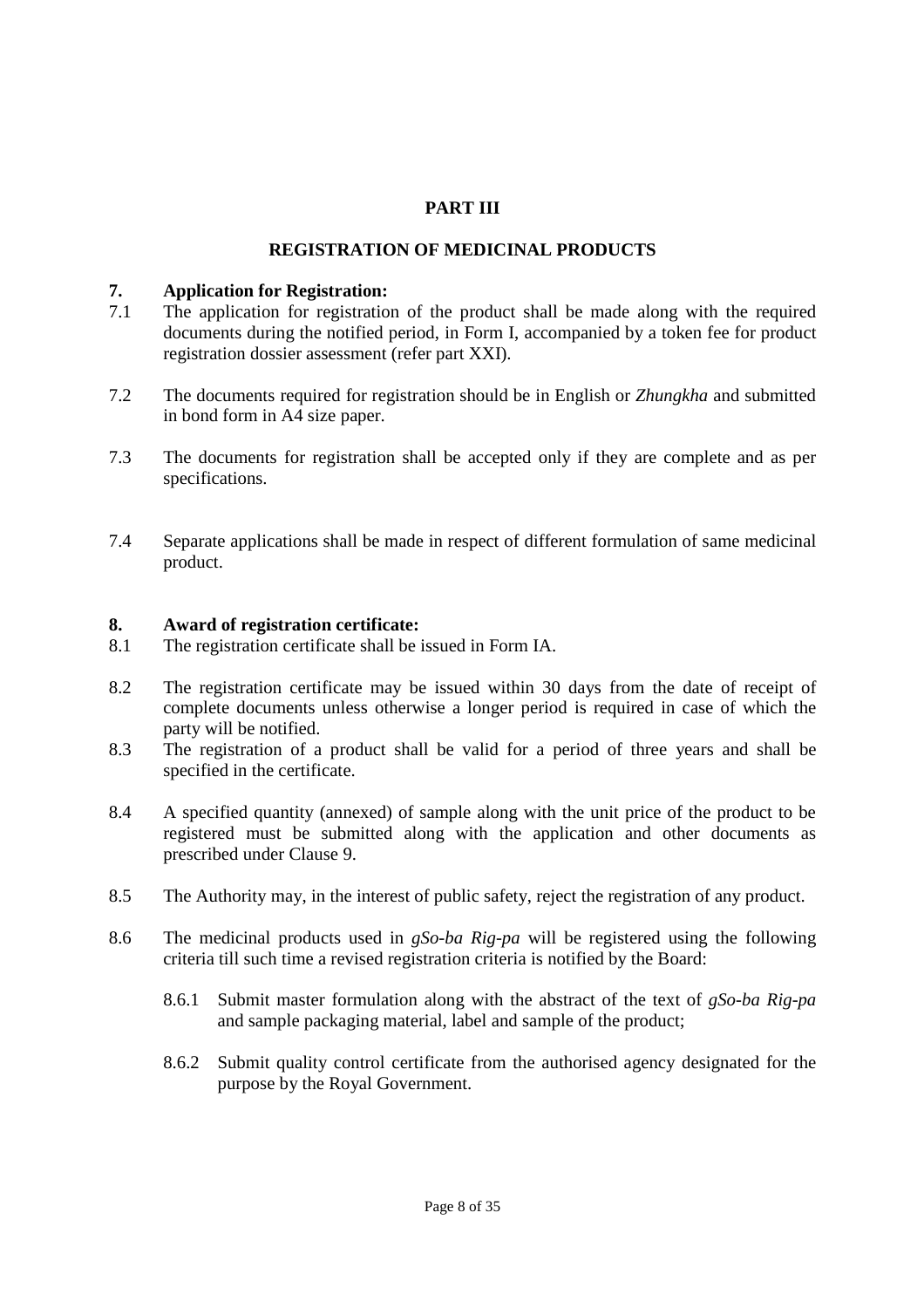# PART III

## REGISTRATION OF MEDICINAL PRODUCTS

### 7. Application for Registration:

7.1 The application for registration of the product shall be made along with the required documents during the notified period, in Form I, accompanied by a token fee for product registration dossier assessment (refer part XXI).

7.2 The documents required for registration should be in English or *Zhungkha* and submitted in bond form in A4 size paper.

7.3 The documents for registration shall be accepted only if they are complete and as per specifications.

7.4 Separate applications shall be made in respect of different formulation of same medicinal product.

### 8. Award of registration certificate:

8.1 The registration certificate shall be issued in Form IA.

8.2 The registration certificate may be issued within 30 days from the date of receipt of complete documents unless otherwise a longer period is required in case of which the party will be notified.

8.3 The registration of a product shall be valid for a period of three years and shall be specified in the certificate.

8.4 A specified quantity (annexed) of sample along with the unit price of the product to be registered must be submitted along with the application and other documents as prescribed under Clause 9.

8.5 The Authority may, in the interest of public safety, reject the registration of any product.

8.6 The medicinal products used in *gSo-ba Rig-pa* will be registered using the following criteria till such time a revised registration criteria is notified by the Board:

8.6.1 Submit master formulation along with the abstract of the text of *gSo-ba Rig-pa* and sample packaging material, label and sample of the product;

8.6.2 Submit quality control certificate from the authorised agency designated for the purpose by the Royal Government.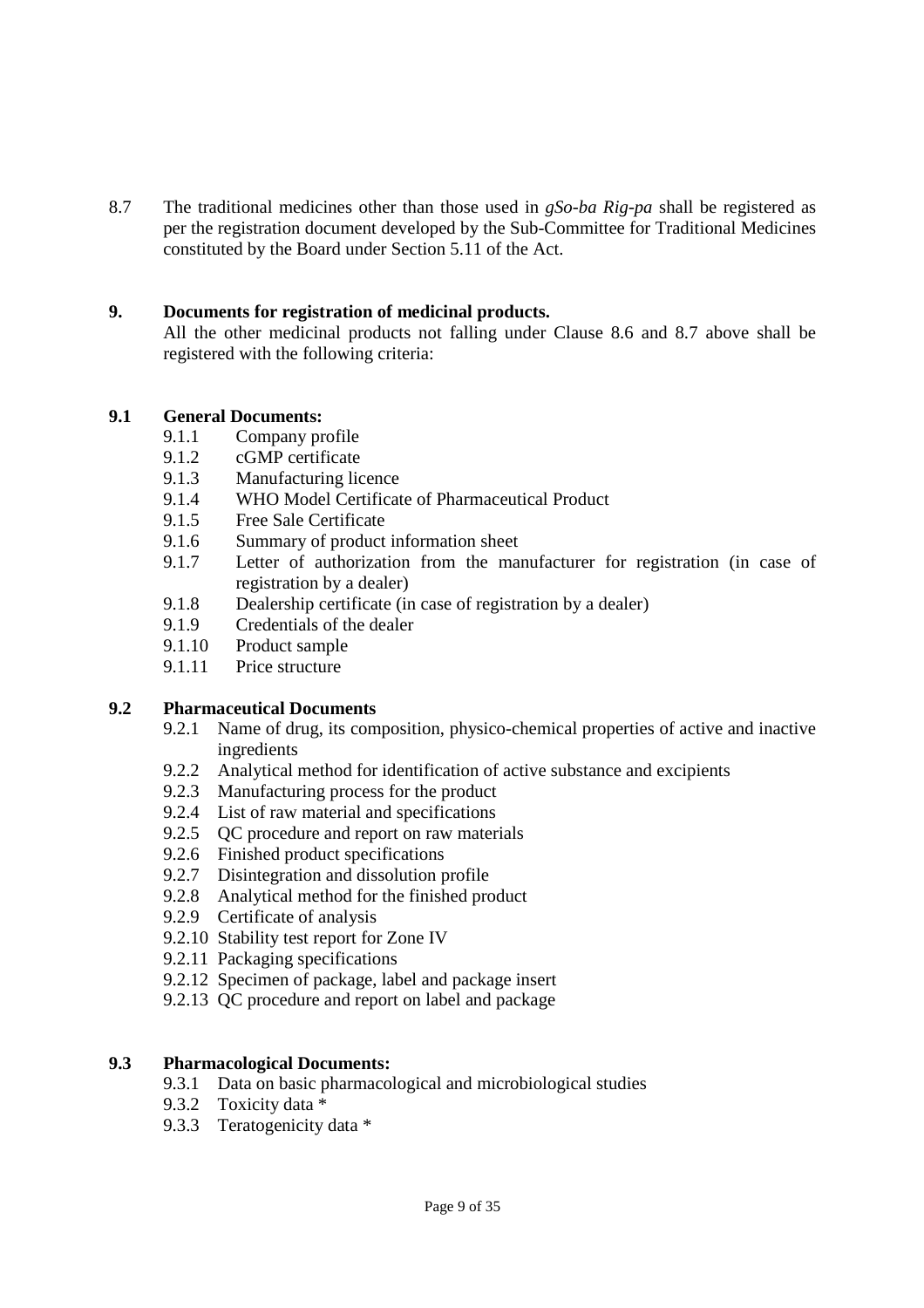8.7 The traditional medicines other than those used in *gSo-ba Rig-pa* shall be registered as per the registration document developed by the Sub-Committee for Traditional Medicines constituted by the Board under Section 5.11 of the Act.

## 9. Documents for registration of medicinal products.

All the other medicinal products not falling under Clause 8.6 and 8.7 above shall be registered with the following criteria:

### 9.1 General Documents:

- 9.1.1 Company profile
- 9.1.2 cGMP certificate
- 9.1.3 Manufacturing licence
- 9.1.4 WHO Model Certificate of Pharmaceutical Product
- 9.1.5 Free Sale Certificate
- 9.1.6 Summary of product information sheet
- 9.1.7 Letter of authorization from the manufacturer for registration (in case of registration by a dealer)
- 9.1.8 Dealership certificate (in case of registration by a dealer)
- 9.1.9 Credentials of the dealer
- 9.1.10 Product sample
- 9.1.11 Price structure

### 9.2 Pharmaceutical Documents

- 9.2.1 Name of drug, its composition, physico-chemical properties of active and inactive ingredients
- 9.2.2 Analytical method for identification of active substance and excipients
- 9.2.3 Manufacturing process for the product
- 9.2.4 List of raw material and specifications
- 9.2.5 QC procedure and report on raw materials
- 9.2.6 Finished product specifications
- 9.2.7 Disintegration and dissolution profile
- 9.2.8 Analytical method for the finished product
- 9.2.9 Certificate of analysis
- 9.2.10 Stability test report for Zone IV
- 9.2.11 Packaging specifications
- 9.2.12 Specimen of package, label and package insert
- 9.2.13 QC procedure and report on label and package

### 9.3 Pharmacological Documents:

- 9.3.1 Data on basic pharmacological and microbiological studies
- 9.3.2 Toxicity data *
- 9.3.3 Teratogenicity data *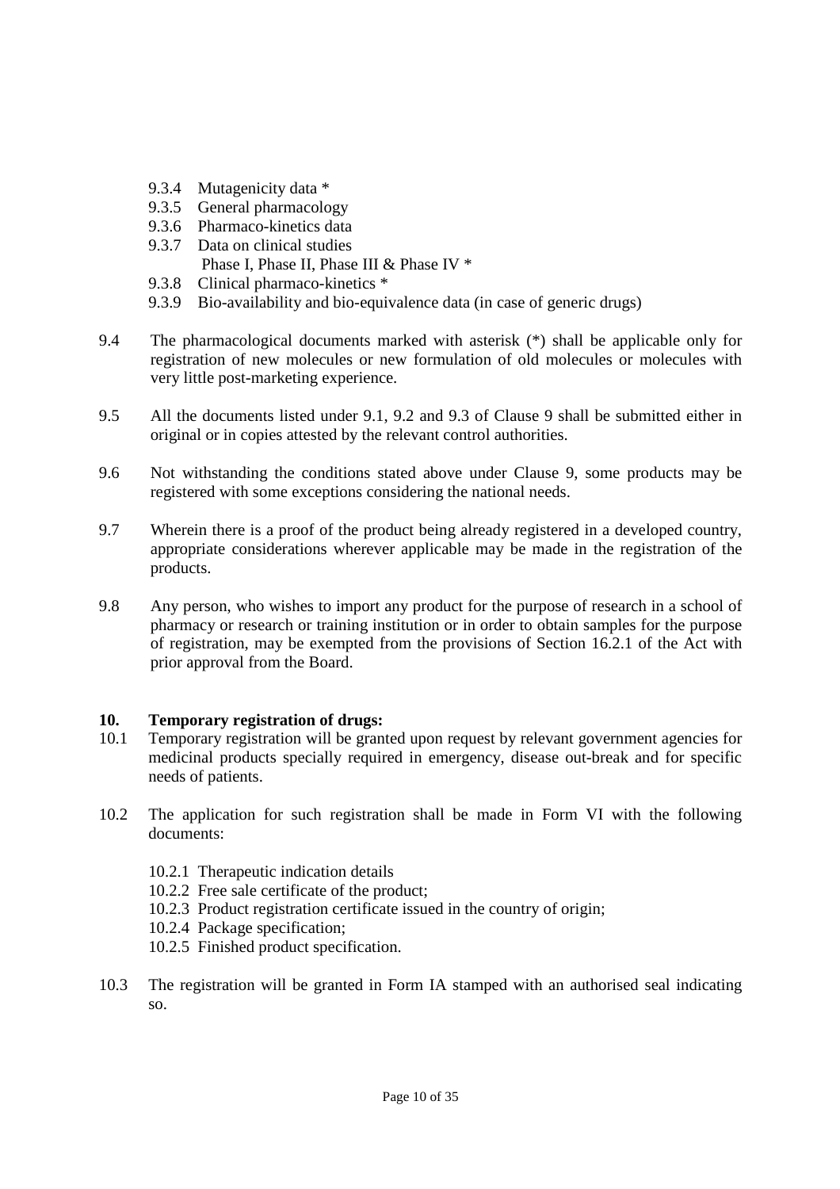- 9.3.4 Mutagenicity data *
- 9.3.5 General pharmacology
- 9.3.6 Pharmaco-kinetics data
- 9.3.7 Data on clinical studies
  Phase I, Phase II, Phase III & Phase IV *
- 9.3.8 Clinical pharmaco-kinetics *
- 9.3.9 Bio-availability and bio-equivalence data (in case of generic drugs)

9.4 The pharmacological documents marked with asterisk (*) shall be applicable only for registration of new molecules or new formulation of old molecules or molecules with very little post-marketing experience.

9.5 All the documents listed under 9.1, 9.2 and 9.3 of Clause 9 shall be submitted either in original or in copies attested by the relevant control authorities.

9.6 Not withstanding the conditions stated above under Clause 9, some products may be registered with some exceptions considering the national needs.

9.7 Wherein there is a proof of the product being already registered in a developed country, appropriate considerations wherever applicable may be made in the registration of the products.

9.8 Any person, who wishes to import any product for the purpose of research in a school of pharmacy or research or training institution or in order to obtain samples for the purpose of registration, may be exempted from the provisions of Section 16.2.1 of the Act with prior approval from the Board.

**10. Temporary registration of drugs:**

10.1 Temporary registration will be granted upon request by relevant government agencies for medicinal products specially required in emergency, disease out-break and for specific needs of patients.

10.2 The application for such registration shall be made in Form VI with the following documents:

- 10.2.1 Therapeutic indication details
- 10.2.2 Free sale certificate of the product;
- 10.2.3 Product registration certificate issued in the country of origin;
- 10.2.4 Package specification;
- 10.2.5 Finished product specification.

10.3 The registration will be granted in Form IA stamped with an authorised seal indicating so.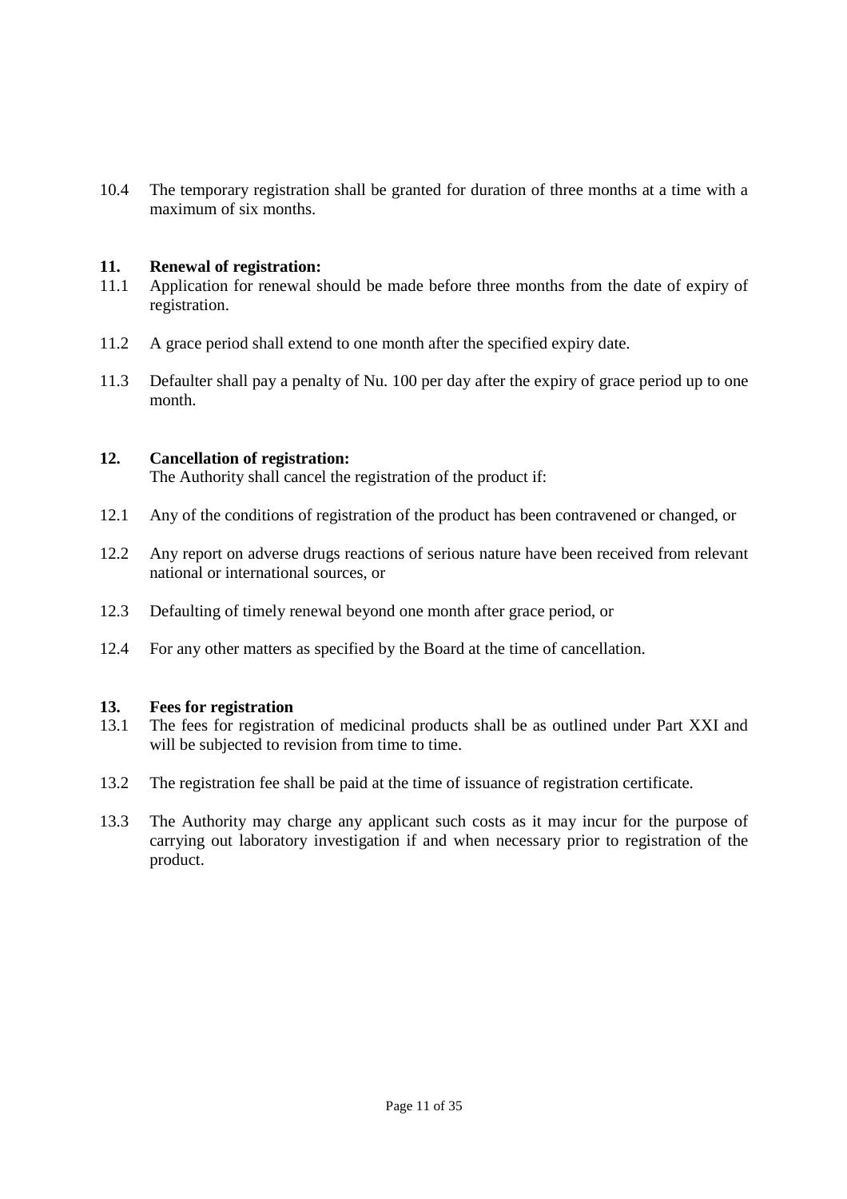10.4 The temporary registration shall be granted for duration of three months at a time with a maximum of six months.

## 11. Renewal of registration:

11.1 Application for renewal should be made before three months from the date of expiry of registration.

11.2 A grace period shall extend to one month after the specified expiry date.

11.3 Defaulter shall pay a penalty of Nu. 100 per day after the expiry of grace period up to one month.

## 12. Cancellation of registration:

The Authority shall cancel the registration of the product if:

12.1 Any of the conditions of registration of the product has been contravened or changed, or

12.2 Any report on adverse drugs reactions of serious nature have been received from relevant national or international sources, or

12.3 Defaulting of timely renewal beyond one month after grace period, or

12.4 For any other matters as specified by the Board at the time of cancellation.

## 13. Fees for registration

13.1 The fees for registration of medicinal products shall be as outlined under Part XXI and will be subjected to revision from time to time.

13.2 The registration fee shall be paid at the time of issuance of registration certificate.

13.3 The Authority may charge any applicant such costs as it may incur for the purpose of carrying out laboratory investigation if and when necessary prior to registration of the product.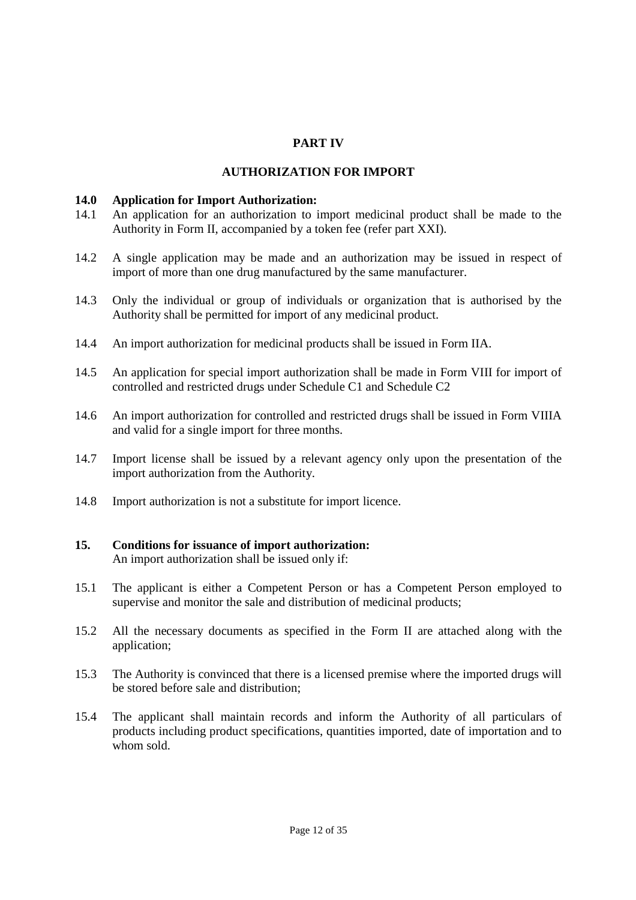# PART IV

## AUTHORIZATION FOR IMPORT

**14.0 Application for Import Authorization:**

14.1 An application for an authorization to import medicinal product shall be made to the Authority in Form II, accompanied by a token fee (refer part XXI).

14.2 A single application may be made and an authorization may be issued in respect of import of more than one drug manufactured by the same manufacturer.

14.3 Only the individual or group of individuals or organization that is authorised by the Authority shall be permitted for import of any medicinal product.

14.4 An import authorization for medicinal products shall be issued in Form IIA.

14.5 An application for special import authorization shall be made in Form VIII for import of controlled and restricted drugs under Schedule C1 and Schedule C2

14.6 An import authorization for controlled and restricted drugs shall be issued in Form VIIIA and valid for a single import for three months.

14.7 Import license shall be issued by a relevant agency only upon the presentation of the import authorization from the Authority.

14.8 Import authorization is not a substitute for import licence.

**15. Conditions for issuance of import authorization:**

An import authorization shall be issued only if:

15.1 The applicant is either a Competent Person or has a Competent Person employed to supervise and monitor the sale and distribution of medicinal products;

15.2 All the necessary documents as specified in the Form II are attached along with the application;

15.3 The Authority is convinced that there is a licensed premise where the imported drugs will be stored before sale and distribution;

15.4 The applicant shall maintain records and inform the Authority of all particulars of products including product specifications, quantities imported, date of importation and to whom sold.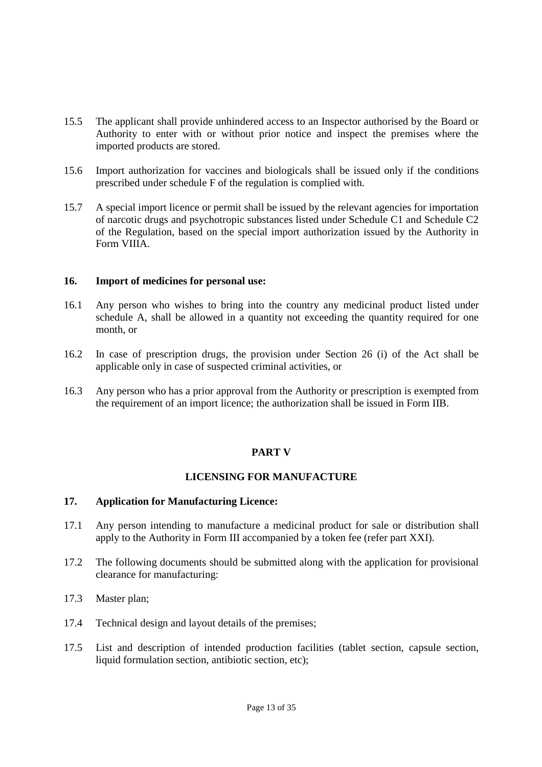15.5 The applicant shall provide unhindered access to an Inspector authorised by the Board or Authority to enter with or without prior notice and inspect the premises where the imported products are stored.

15.6 Import authorization for vaccines and biologicals shall be issued only if the conditions prescribed under schedule F of the regulation is complied with.

15.7 A special import licence or permit shall be issued by the relevant agencies for importation of narcotic drugs and psychotropic substances listed under Schedule C1 and Schedule C2 of the Regulation, based on the special import authorization issued by the Authority in Form VIIIA.

**16. Import of medicines for personal use:**

16.1 Any person who wishes to bring into the country any medicinal product listed under schedule A, shall be allowed in a quantity not exceeding the quantity required for one month, or

16.2 In case of prescription drugs, the provision under Section 26 (i) of the Act shall be applicable only in case of suspected criminal activities, or

16.3 Any person who has a prior approval from the Authority or prescription is exempted from the requirement of an import licence; the authorization shall be issued in Form IIB.

## PART V

## LICENSING FOR MANUFACTURE

**17. Application for Manufacturing Licence:**

17.1 Any person intending to manufacture a medicinal product for sale or distribution shall apply to the Authority in Form III accompanied by a token fee (refer part XXI).

17.2 The following documents should be submitted along with the application for provisional clearance for manufacturing:

17.3 Master plan;

17.4 Technical design and layout details of the premises;

17.5 List and description of intended production facilities (tablet section, capsule section, liquid formulation section, antibiotic section, etc);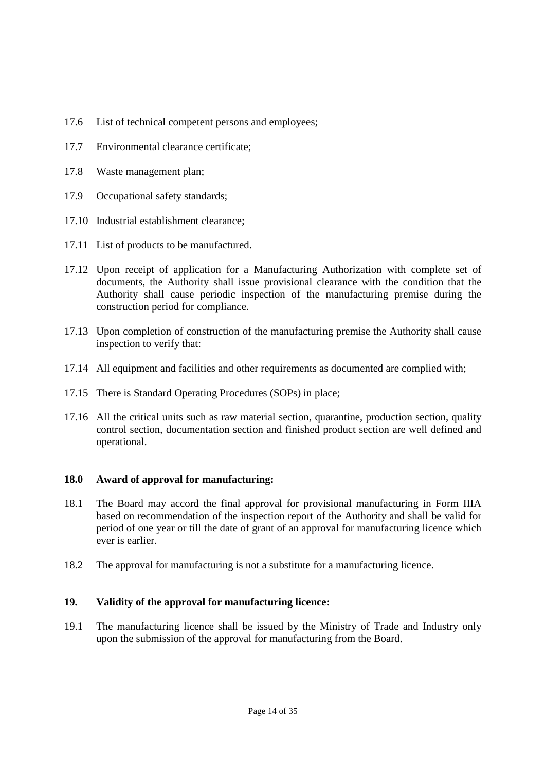17.6 List of technical competent persons and employees;

17.7 Environmental clearance certificate;

17.8 Waste management plan;

17.9 Occupational safety standards;

17.10 Industrial establishment clearance;

17.11 List of products to be manufactured.

17.12 Upon receipt of application for a Manufacturing Authorization with complete set of documents, the Authority shall issue provisional clearance with the condition that the Authority shall cause periodic inspection of the manufacturing premise during the construction period for compliance.

17.13 Upon completion of construction of the manufacturing premise the Authority shall cause inspection to verify that:

17.14 All equipment and facilities and other requirements as documented are complied with;

17.15 There is Standard Operating Procedures (SOPs) in place;

17.16 All the critical units such as raw material section, quarantine, production section, quality control section, documentation section and finished product section are well defined and operational.

**18.0 Award of approval for manufacturing:**

18.1 The Board may accord the final approval for provisional manufacturing in Form IIIA based on recommendation of the inspection report of the Authority and shall be valid for period of one year or till the date of grant of an approval for manufacturing licence which ever is earlier.

18.2 The approval for manufacturing is not a substitute for a manufacturing licence.

**19. Validity of the approval for manufacturing licence:**

19.1 The manufacturing licence shall be issued by the Ministry of Trade and Industry only upon the submission of the approval for manufacturing from the Board.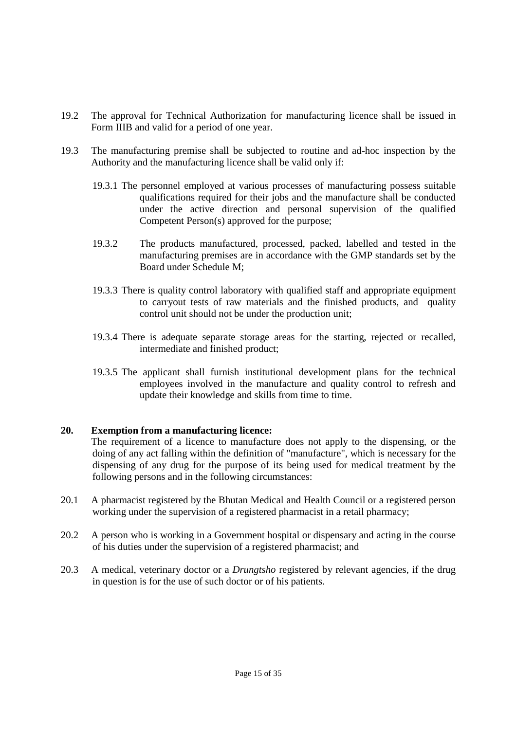19.2 The approval for Technical Authorization for manufacturing licence shall be issued in Form IIIB and valid for a period of one year.

19.3 The manufacturing premise shall be subjected to routine and ad-hoc inspection by the Authority and the manufacturing licence shall be valid only if:

19.3.1 The personnel employed at various processes of manufacturing possess suitable qualifications required for their jobs and the manufacture shall be conducted under the active direction and personal supervision of the qualified Competent Person(s) approved for the purpose;

19.3.2 The products manufactured, processed, packed, labelled and tested in the manufacturing premises are in accordance with the GMP standards set by the Board under Schedule M;

19.3.3 There is quality control laboratory with qualified staff and appropriate equipment to carryout tests of raw materials and the finished products, and quality control unit should not be under the production unit;

19.3.4 There is adequate separate storage areas for the starting, rejected or recalled, intermediate and finished product;

19.3.5 The applicant shall furnish institutional development plans for the technical employees involved in the manufacture and quality control to refresh and update their knowledge and skills from time to time.

**20. Exemption from a manufacturing licence:**

The requirement of a licence to manufacture does not apply to the dispensing, or the doing of any act falling within the definition of "manufacture", which is necessary for the dispensing of any drug for the purpose of its being used for medical treatment by the following persons and in the following circumstances:

20.1 A pharmacist registered by the Bhutan Medical and Health Council or a registered person working under the supervision of a registered pharmacist in a retail pharmacy;

20.2 A person who is working in a Government hospital or dispensary and acting in the course of his duties under the supervision of a registered pharmacist; and

20.3 A medical, veterinary doctor or a *Drungtsho* registered by relevant agencies, if the drug in question is for the use of such doctor or of his patients.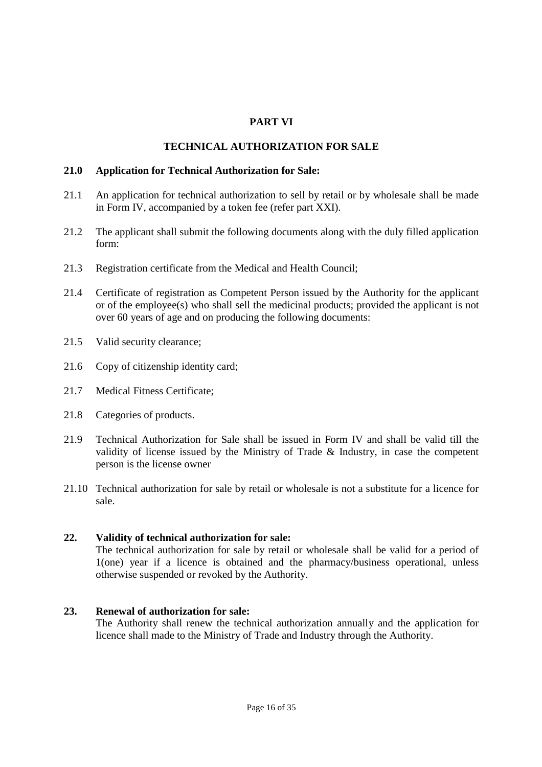## PART VI

## TECHNICAL AUTHORIZATION FOR SALE

**21.0 Application for Technical Authorization for Sale:**

21.1 An application for technical authorization to sell by retail or by wholesale shall be made in Form IV, accompanied by a token fee (refer part XXI).

21.2 The applicant shall submit the following documents along with the duly filled application form:

21.3 Registration certificate from the Medical and Health Council;

21.4 Certificate of registration as Competent Person issued by the Authority for the applicant or of the employee(s) who shall sell the medicinal products; provided the applicant is not over 60 years of age and on producing the following documents:

21.5 Valid security clearance;

21.6 Copy of citizenship identity card;

21.7 Medical Fitness Certificate;

21.8 Categories of products.

21.9 Technical Authorization for Sale shall be issued in Form IV and shall be valid till the validity of license issued by the Ministry of Trade & Industry, in case the competent person is the license owner

21.10 Technical authorization for sale by retail or wholesale is not a substitute for a licence for sale.

**22. Validity of technical authorization for sale:**

The technical authorization for sale by retail or wholesale shall be valid for a period of 1(one) year if a licence is obtained and the pharmacy/business operational, unless otherwise suspended or revoked by the Authority.

**23. Renewal of authorization for sale:**

The Authority shall renew the technical authorization annually and the application for licence shall made to the Ministry of Trade and Industry through the Authority.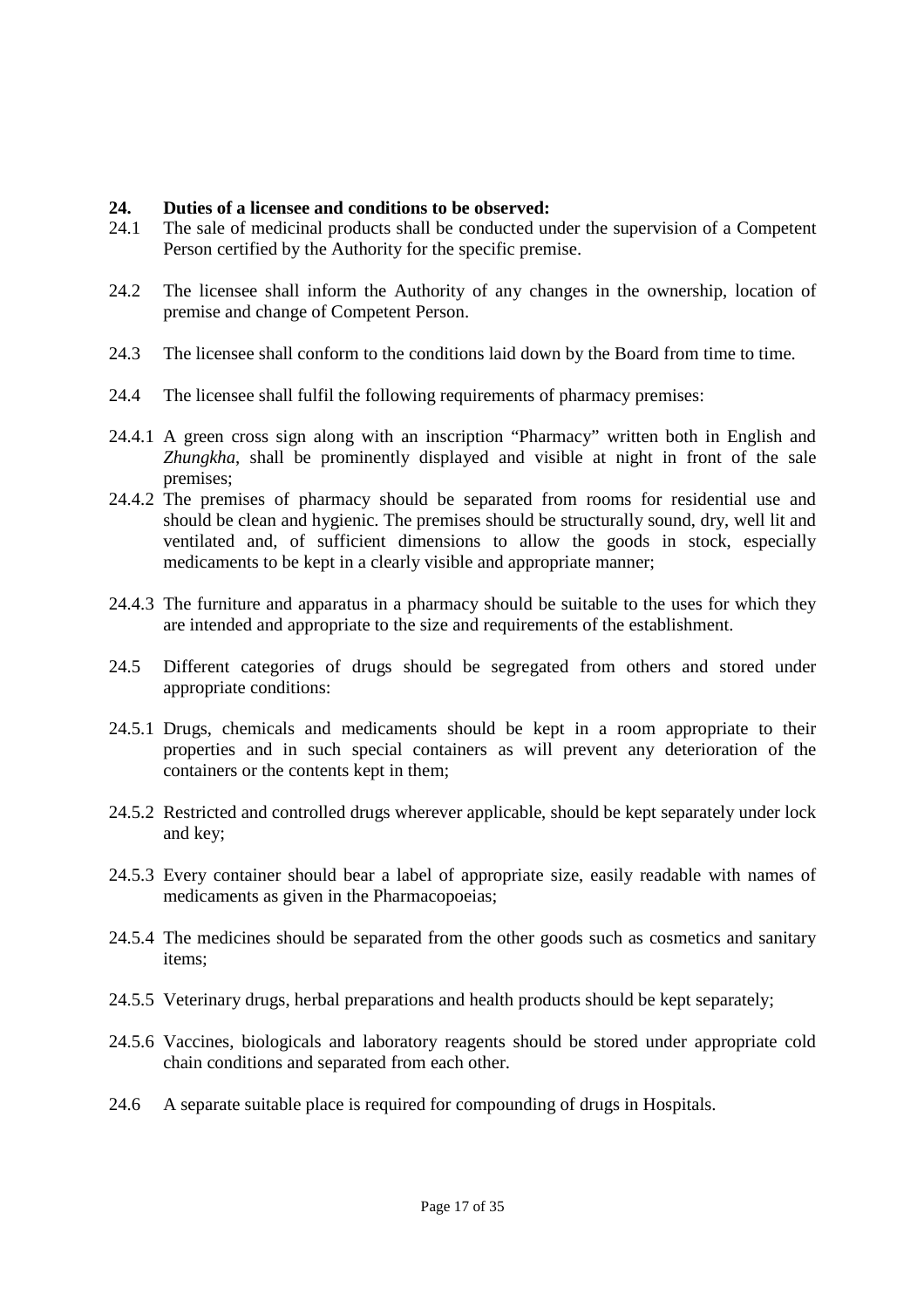**24. Duties of a licensee and conditions to be observed:**

24.1 The sale of medicinal products shall be conducted under the supervision of a Competent Person certified by the Authority for the specific premise.

24.2 The licensee shall inform the Authority of any changes in the ownership, location of premise and change of Competent Person.

24.3 The licensee shall conform to the conditions laid down by the Board from time to time.

24.4 The licensee shall fulfil the following requirements of pharmacy premises:

24.4.1 A green cross sign along with an inscription "Pharmacy" written both in English and *Zhungkha*, shall be prominently displayed and visible at night in front of the sale premises;

24.4.2 The premises of pharmacy should be separated from rooms for residential use and should be clean and hygienic. The premises should be structurally sound, dry, well lit and ventilated and, of sufficient dimensions to allow the goods in stock, especially medicaments to be kept in a clearly visible and appropriate manner;

24.4.3 The furniture and apparatus in a pharmacy should be suitable to the uses for which they are intended and appropriate to the size and requirements of the establishment.

24.5 Different categories of drugs should be segregated from others and stored under appropriate conditions:

24.5.1 Drugs, chemicals and medicaments should be kept in a room appropriate to their properties and in such special containers as will prevent any deterioration of the containers or the contents kept in them;

24.5.2 Restricted and controlled drugs wherever applicable, should be kept separately under lock and key;

24.5.3 Every container should bear a label of appropriate size, easily readable with names of medicaments as given in the Pharmacopoeias;

24.5.4 The medicines should be separated from the other goods such as cosmetics and sanitary items;

24.5.5 Veterinary drugs, herbal preparations and health products should be kept separately;

24.5.6 Vaccines, biologicals and laboratory reagents should be stored under appropriate cold chain conditions and separated from each other.

24.6 A separate suitable place is required for compounding of drugs in Hospitals.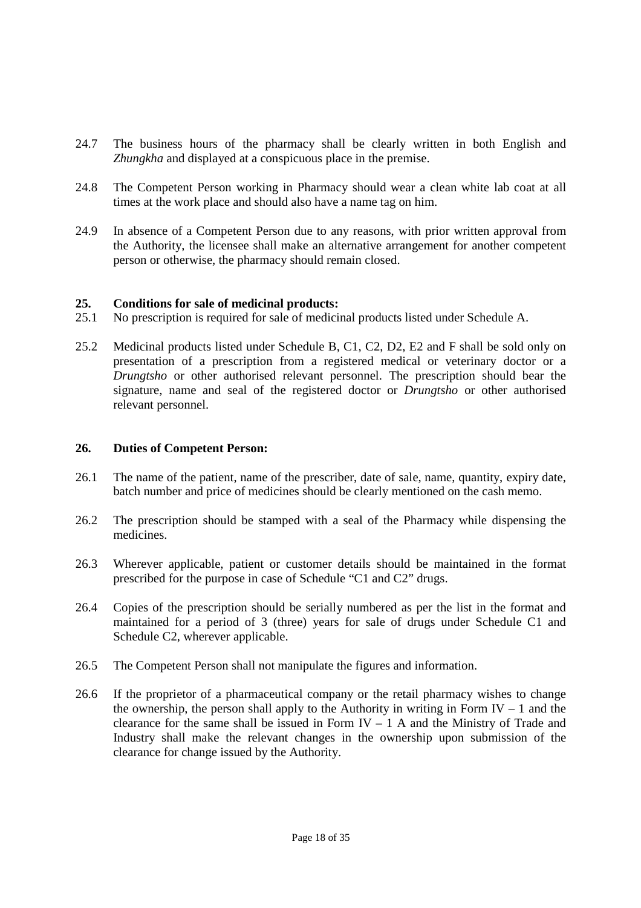24.7 The business hours of the pharmacy shall be clearly written in both English and *Zhungkha* and displayed at a conspicuous place in the premise.

24.8 The Competent Person working in Pharmacy should wear a clean white lab coat at all times at the work place and should also have a name tag on him.

24.9 In absence of a Competent Person due to any reasons, with prior written approval from the Authority, the licensee shall make an alternative arrangement for another competent person or otherwise, the pharmacy should remain closed.

**25. Conditions for sale of medicinal products:**

25.1 No prescription is required for sale of medicinal products listed under Schedule A.

25.2 Medicinal products listed under Schedule B, C1, C2, D2, E2 and F shall be sold only on presentation of a prescription from a registered medical or veterinary doctor or a *Drungtsho* or other authorised relevant personnel. The prescription should bear the signature, name and seal of the registered doctor or *Drungtsho* or other authorised relevant personnel.

**26. Duties of Competent Person:**

26.1 The name of the patient, name of the prescriber, date of sale, name, quantity, expiry date, batch number and price of medicines should be clearly mentioned on the cash memo.

26.2 The prescription should be stamped with a seal of the Pharmacy while dispensing the medicines.

26.3 Wherever applicable, patient or customer details should be maintained in the format prescribed for the purpose in case of Schedule "C1 and C2" drugs.

26.4 Copies of the prescription should be serially numbered as per the list in the format and maintained for a period of 3 (three) years for sale of drugs under Schedule C1 and Schedule C2, wherever applicable.

26.5 The Competent Person shall not manipulate the figures and information.

26.6 If the proprietor of a pharmaceutical company or the retail pharmacy wishes to change the ownership, the person shall apply to the Authority in writing in Form IV – 1 and the clearance for the same shall be issued in Form IV – 1 A and the Ministry of Trade and Industry shall make the relevant changes in the ownership upon submission of the clearance for change issued by the Authority.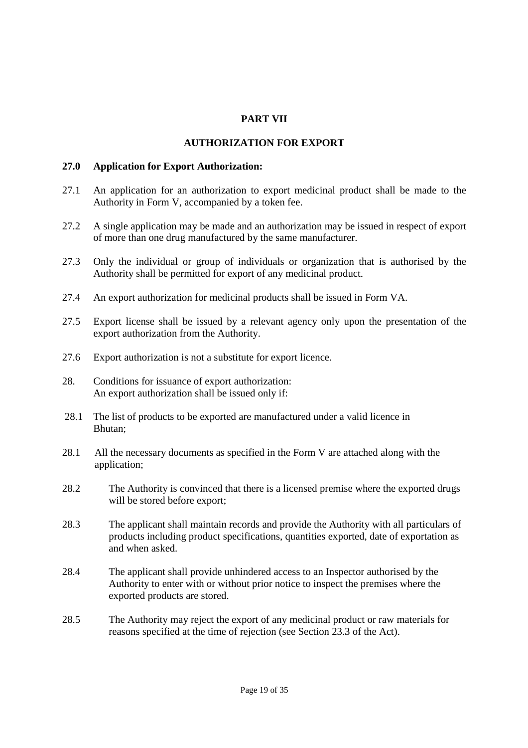## PART VII

## AUTHORIZATION FOR EXPORT

**27.0 Application for Export Authorization:**

27.1 An application for an authorization to export medicinal product shall be made to the Authority in Form V, accompanied by a token fee.

27.2 A single application may be made and an authorization may be issued in respect of export of more than one drug manufactured by the same manufacturer.

27.3 Only the individual or group of individuals or organization that is authorised by the Authority shall be permitted for export of any medicinal product.

27.4 An export authorization for medicinal products shall be issued in Form VA.

27.5 Export license shall be issued by a relevant agency only upon the presentation of the export authorization from the Authority.

27.6 Export authorization is not a substitute for export licence.

28. Conditions for issuance of export authorization:
An export authorization shall be issued only if:

28.1 The list of products to be exported are manufactured under a valid licence in Bhutan;

28.1 All the necessary documents as specified in the Form V are attached along with the application;

28.2 The Authority is convinced that there is a licensed premise where the exported drugs will be stored before export;

28.3 The applicant shall maintain records and provide the Authority with all particulars of products including product specifications, quantities exported, date of exportation as and when asked.

28.4 The applicant shall provide unhindered access to an Inspector authorised by the Authority to enter with or without prior notice to inspect the premises where the exported products are stored.

28.5 The Authority may reject the export of any medicinal product or raw materials for reasons specified at the time of rejection (see Section 23.3 of the Act).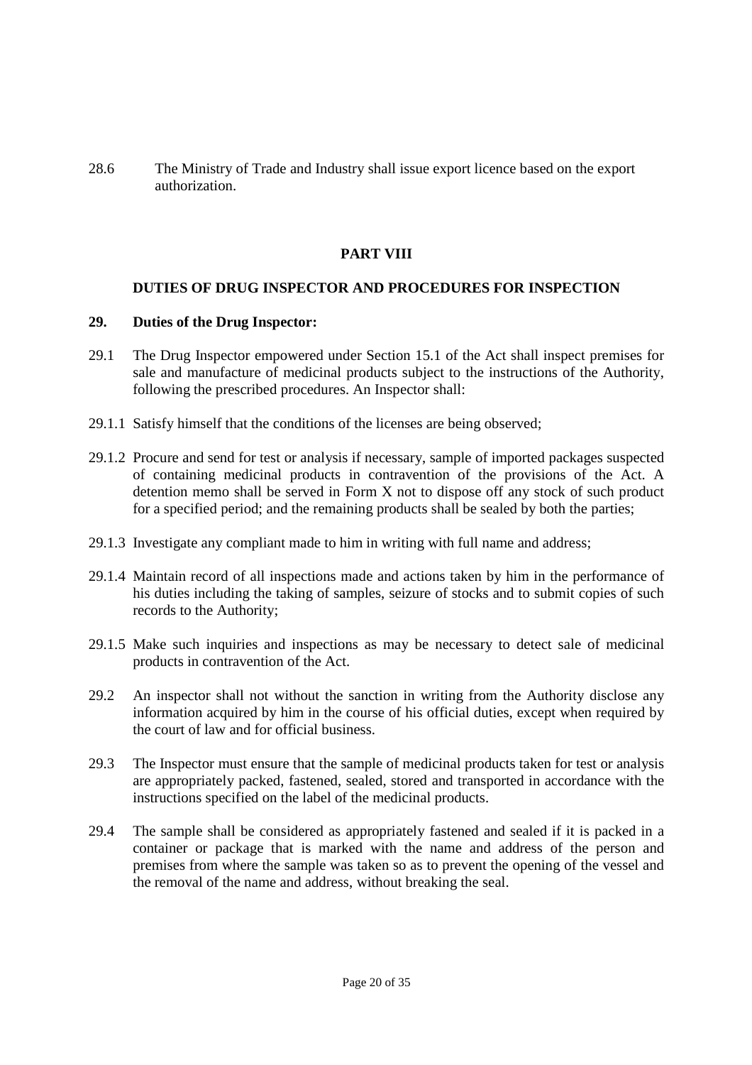28.6 The Ministry of Trade and Industry shall issue export licence based on the export authorization.

## PART VIII

## DUTIES OF DRUG INSPECTOR AND PROCEDURES FOR INSPECTION

### 29. Duties of the Drug Inspector:

29.1 The Drug Inspector empowered under Section 15.1 of the Act shall inspect premises for sale and manufacture of medicinal products subject to the instructions of the Authority, following the prescribed procedures. An Inspector shall:

29.1.1 Satisfy himself that the conditions of the licenses are being observed;

29.1.2 Procure and send for test or analysis if necessary, sample of imported packages suspected of containing medicinal products in contravention of the provisions of the Act. A detention memo shall be served in Form X not to dispose off any stock of such product for a specified period; and the remaining products shall be sealed by both the parties;

29.1.3 Investigate any compliant made to him in writing with full name and address;

29.1.4 Maintain record of all inspections made and actions taken by him in the performance of his duties including the taking of samples, seizure of stocks and to submit copies of such records to the Authority;

29.1.5 Make such inquiries and inspections as may be necessary to detect sale of medicinal products in contravention of the Act.

29.2 An inspector shall not without the sanction in writing from the Authority disclose any information acquired by him in the course of his official duties, except when required by the court of law and for official business.

29.3 The Inspector must ensure that the sample of medicinal products taken for test or analysis are appropriately packed, fastened, sealed, stored and transported in accordance with the instructions specified on the label of the medicinal products.

29.4 The sample shall be considered as appropriately fastened and sealed if it is packed in a container or package that is marked with the name and address of the person and premises from where the sample was taken so as to prevent the opening of the vessel and the removal of the name and address, without breaking the seal.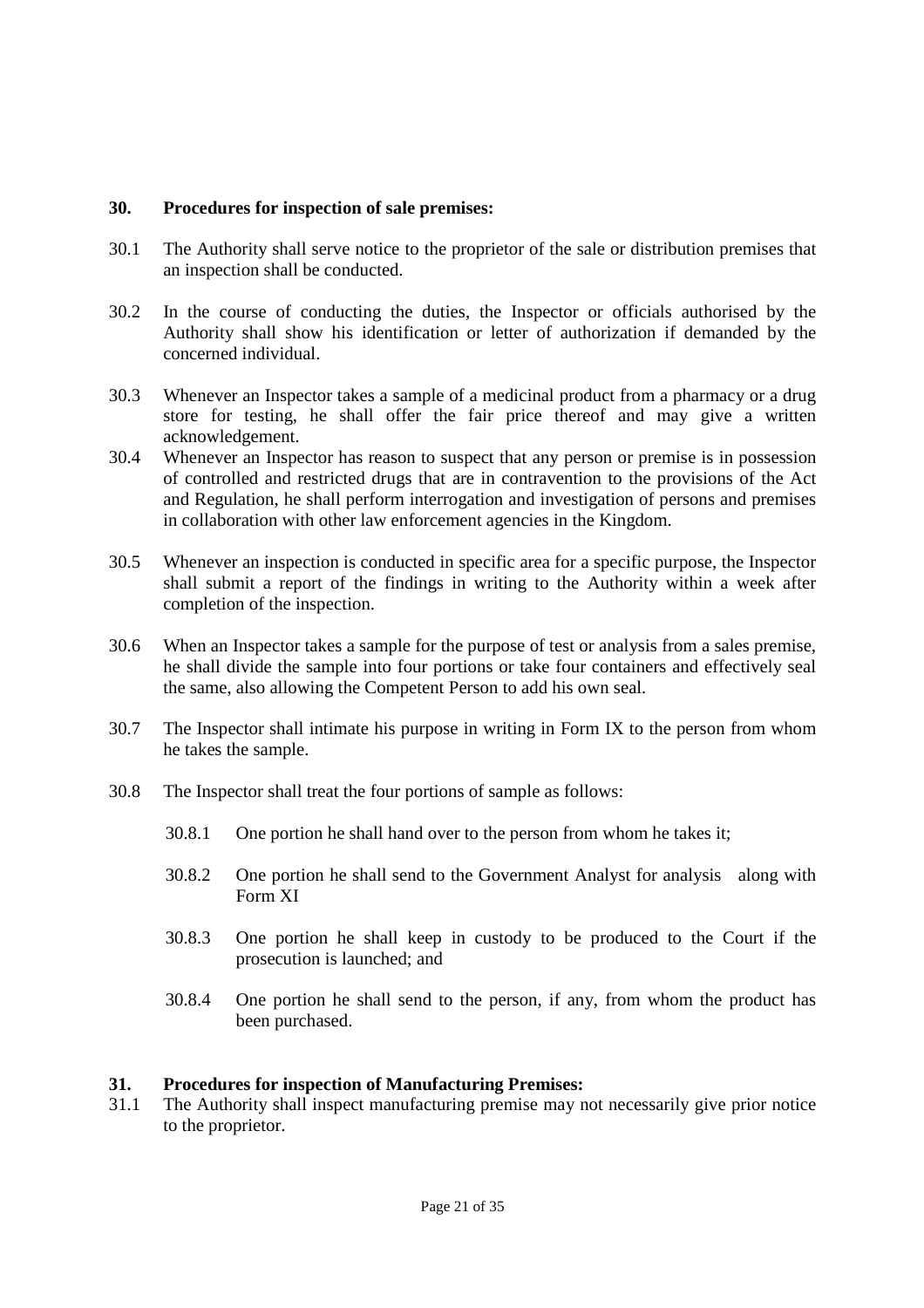## 30. Procedures for inspection of sale premises:

30.1 The Authority shall serve notice to the proprietor of the sale or distribution premises that an inspection shall be conducted.

30.2 In the course of conducting the duties, the Inspector or officials authorised by the Authority shall show his identification or letter of authorization if demanded by the concerned individual.

30.3 Whenever an Inspector takes a sample of a medicinal product from a pharmacy or a drug store for testing, he shall offer the fair price thereof and may give a written acknowledgement.

30.4 Whenever an Inspector has reason to suspect that any person or premise is in possession of controlled and restricted drugs that are in contravention to the provisions of the Act and Regulation, he shall perform interrogation and investigation of persons and premises in collaboration with other law enforcement agencies in the Kingdom.

30.5 Whenever an inspection is conducted in specific area for a specific purpose, the Inspector shall submit a report of the findings in writing to the Authority within a week after completion of the inspection.

30.6 When an Inspector takes a sample for the purpose of test or analysis from a sales premise, he shall divide the sample into four portions or take four containers and effectively seal the same, also allowing the Competent Person to add his own seal.

30.7 The Inspector shall intimate his purpose in writing in Form IX to the person from whom he takes the sample.

30.8 The Inspector shall treat the four portions of sample as follows:

30.8.1 One portion he shall hand over to the person from whom he takes it;

30.8.2 One portion he shall send to the Government Analyst for analysis along with Form XI

30.8.3 One portion he shall keep in custody to be produced to the Court if the prosecution is launched; and

30.8.4 One portion he shall send to the person, if any, from whom the product has been purchased.

## 31. Procedures for inspection of Manufacturing Premises:

31.1 The Authority shall inspect manufacturing premise may not necessarily give prior notice to the proprietor.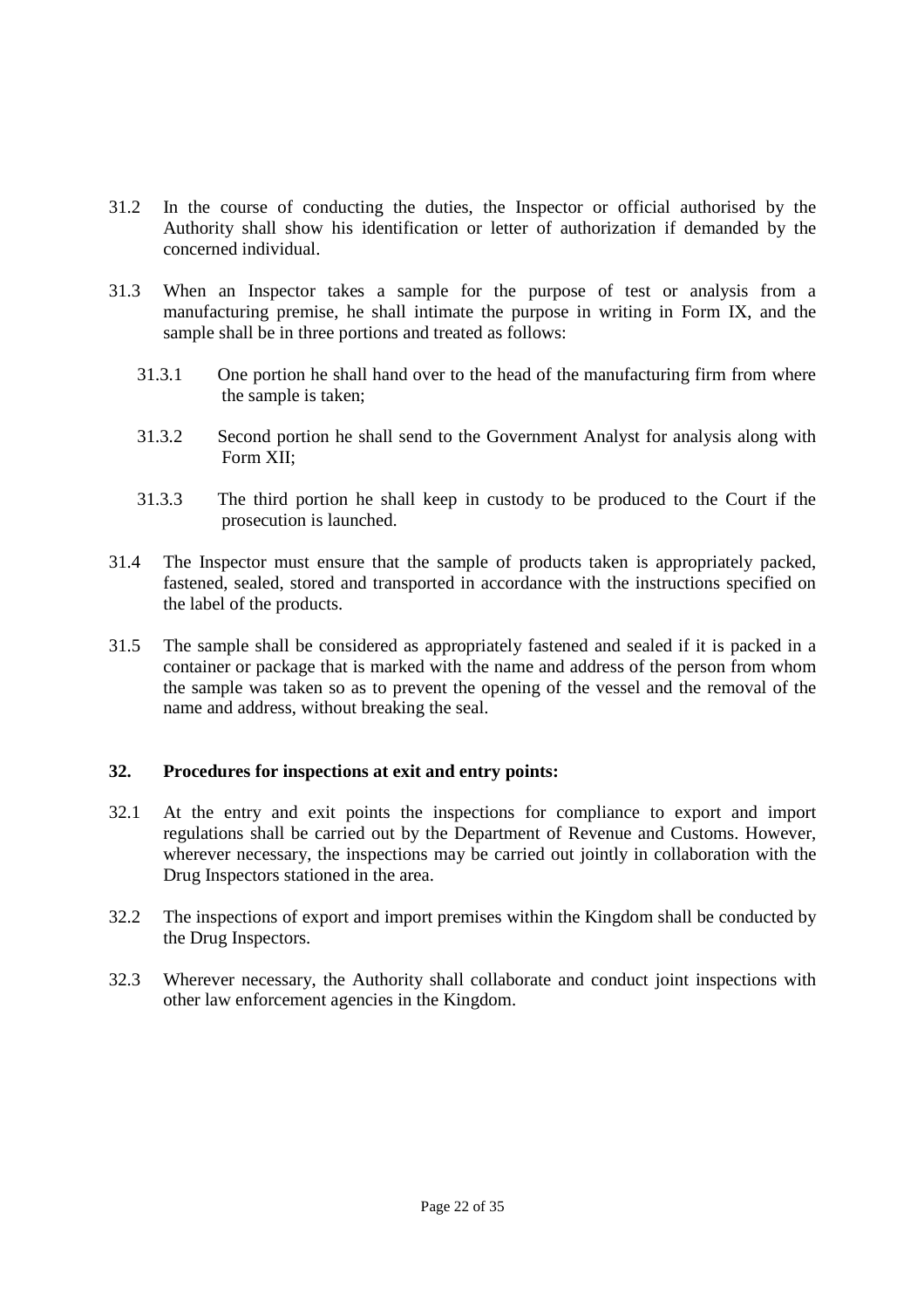31.2 In the course of conducting the duties, the Inspector or official authorised by the Authority shall show his identification or letter of authorization if demanded by the concerned individual.

31.3 When an Inspector takes a sample for the purpose of test or analysis from a manufacturing premise, he shall intimate the purpose in writing in Form IX, and the sample shall be in three portions and treated as follows:

31.3.1 One portion he shall hand over to the head of the manufacturing firm from where the sample is taken;

31.3.2 Second portion he shall send to the Government Analyst for analysis along with Form XII;

31.3.3 The third portion he shall keep in custody to be produced to the Court if the prosecution is launched.

31.4 The Inspector must ensure that the sample of products taken is appropriately packed, fastened, sealed, stored and transported in accordance with the instructions specified on the label of the products.

31.5 The sample shall be considered as appropriately fastened and sealed if it is packed in a container or package that is marked with the name and address of the person from whom the sample was taken so as to prevent the opening of the vessel and the removal of the name and address, without breaking the seal.

## 32. Procedures for inspections at exit and entry points:

32.1 At the entry and exit points the inspections for compliance to export and import regulations shall be carried out by the Department of Revenue and Customs. However, wherever necessary, the inspections may be carried out jointly in collaboration with the Drug Inspectors stationed in the area.

32.2 The inspections of export and import premises within the Kingdom shall be conducted by the Drug Inspectors.

32.3 Wherever necessary, the Authority shall collaborate and conduct joint inspections with other law enforcement agencies in the Kingdom.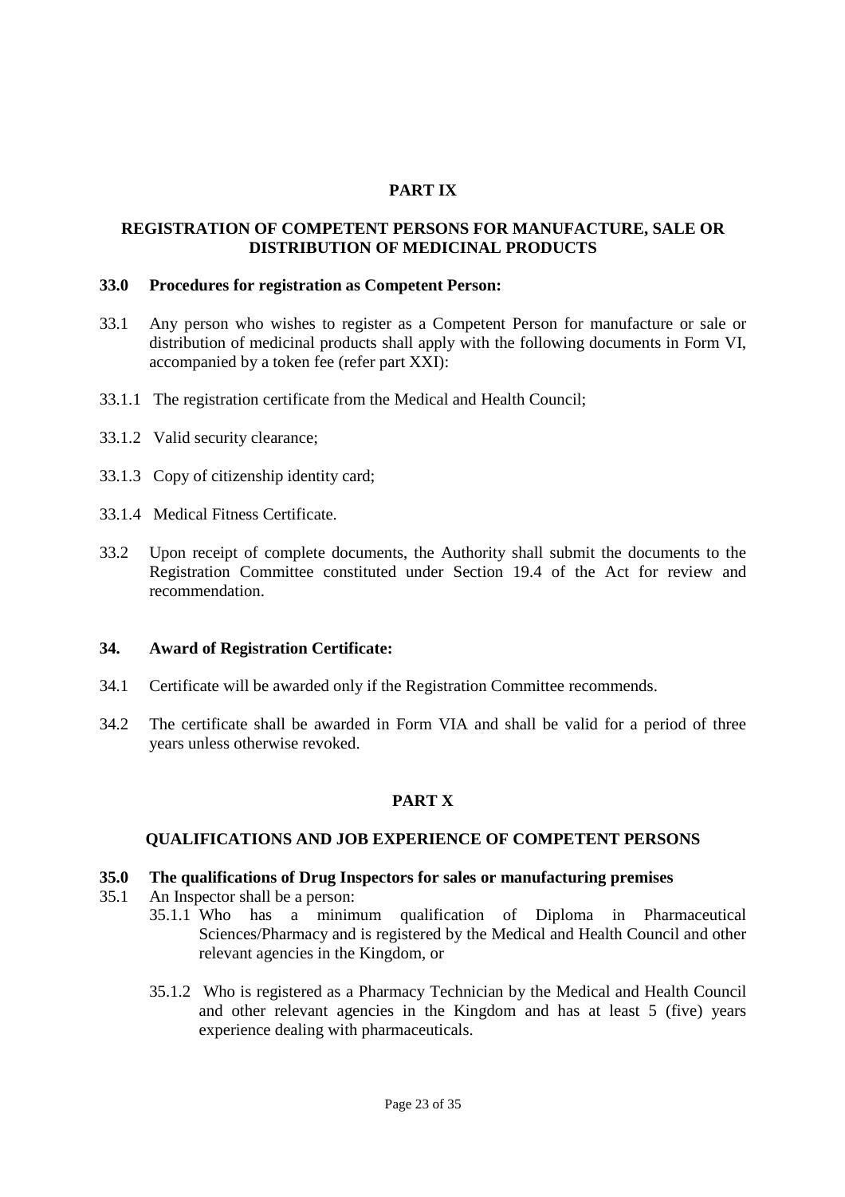## PART IX

### REGISTRATION OF COMPETENT PERSONS FOR MANUFACTURE, SALE OR DISTRIBUTION OF MEDICINAL PRODUCTS

**33.0 Procedures for registration as Competent Person:**

33.1 Any person who wishes to register as a Competent Person for manufacture or sale or distribution of medicinal products shall apply with the following documents in Form VI, accompanied by a token fee (refer part XXI):

33.1.1 The registration certificate from the Medical and Health Council;

33.1.2 Valid security clearance;

33.1.3 Copy of citizenship identity card;

33.1.4 Medical Fitness Certificate.

33.2 Upon receipt of complete documents, the Authority shall submit the documents to the Registration Committee constituted under Section 19.4 of the Act for review and recommendation.

**34. Award of Registration Certificate:**

34.1 Certificate will be awarded only if the Registration Committee recommends.

34.2 The certificate shall be awarded in Form VIA and shall be valid for a period of three years unless otherwise revoked.

## PART X

### QUALIFICATIONS AND JOB EXPERIENCE OF COMPETENT PERSONS

**35.0 The qualifications of Drug Inspectors for sales or manufacturing premises**

35.1 An Inspector shall be a person:

35.1.1 Who has a minimum qualification of Diploma in Pharmaceutical Sciences/Pharmacy and is registered by the Medical and Health Council and other relevant agencies in the Kingdom, or

35.1.2 Who is registered as a Pharmacy Technician by the Medical and Health Council and other relevant agencies in the Kingdom and has at least 5 (five) years experience dealing with pharmaceuticals.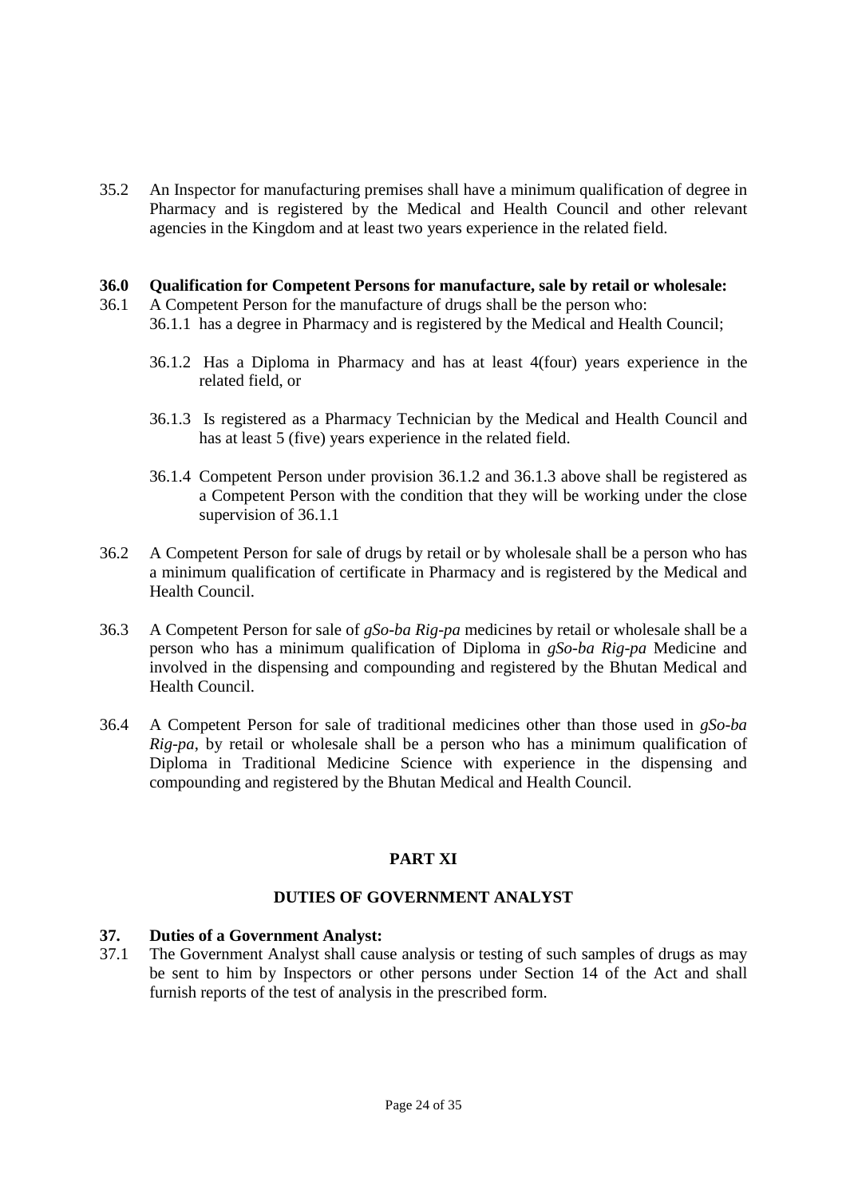35.2 An Inspector for manufacturing premises shall have a minimum qualification of degree in Pharmacy and is registered by the Medical and Health Council and other relevant agencies in the Kingdom and at least two years experience in the related field.

**36.0 Qualification for Competent Persons for manufacture, sale by retail or wholesale:**

36.1 A Competent Person for the manufacture of drugs shall be the person who:

36.1.1 has a degree in Pharmacy and is registered by the Medical and Health Council;

36.1.2 Has a Diploma in Pharmacy and has at least 4(four) years experience in the related field, or

36.1.3 Is registered as a Pharmacy Technician by the Medical and Health Council and has at least 5 (five) years experience in the related field.

36.1.4 Competent Person under provision 36.1.2 and 36.1.3 above shall be registered as a Competent Person with the condition that they will be working under the close supervision of 36.1.1

36.2 A Competent Person for sale of drugs by retail or by wholesale shall be a person who has a minimum qualification of certificate in Pharmacy and is registered by the Medical and Health Council.

36.3 A Competent Person for sale of *gSo-ba Rig-pa* medicines by retail or wholesale shall be a person who has a minimum qualification of Diploma in *gSo-ba Rig-pa* Medicine and involved in the dispensing and compounding and registered by the Bhutan Medical and Health Council.

36.4 A Competent Person for sale of traditional medicines other than those used in *gSo-ba Rig-pa*, by retail or wholesale shall be a person who has a minimum qualification of Diploma in Traditional Medicine Science with experience in the dispensing and compounding and registered by the Bhutan Medical and Health Council.

## PART XI

## DUTIES OF GOVERNMENT ANALYST

**37. Duties of a Government Analyst:**

37.1 The Government Analyst shall cause analysis or testing of such samples of drugs as may be sent to him by Inspectors or other persons under Section 14 of the Act and shall furnish reports of the test of analysis in the prescribed form.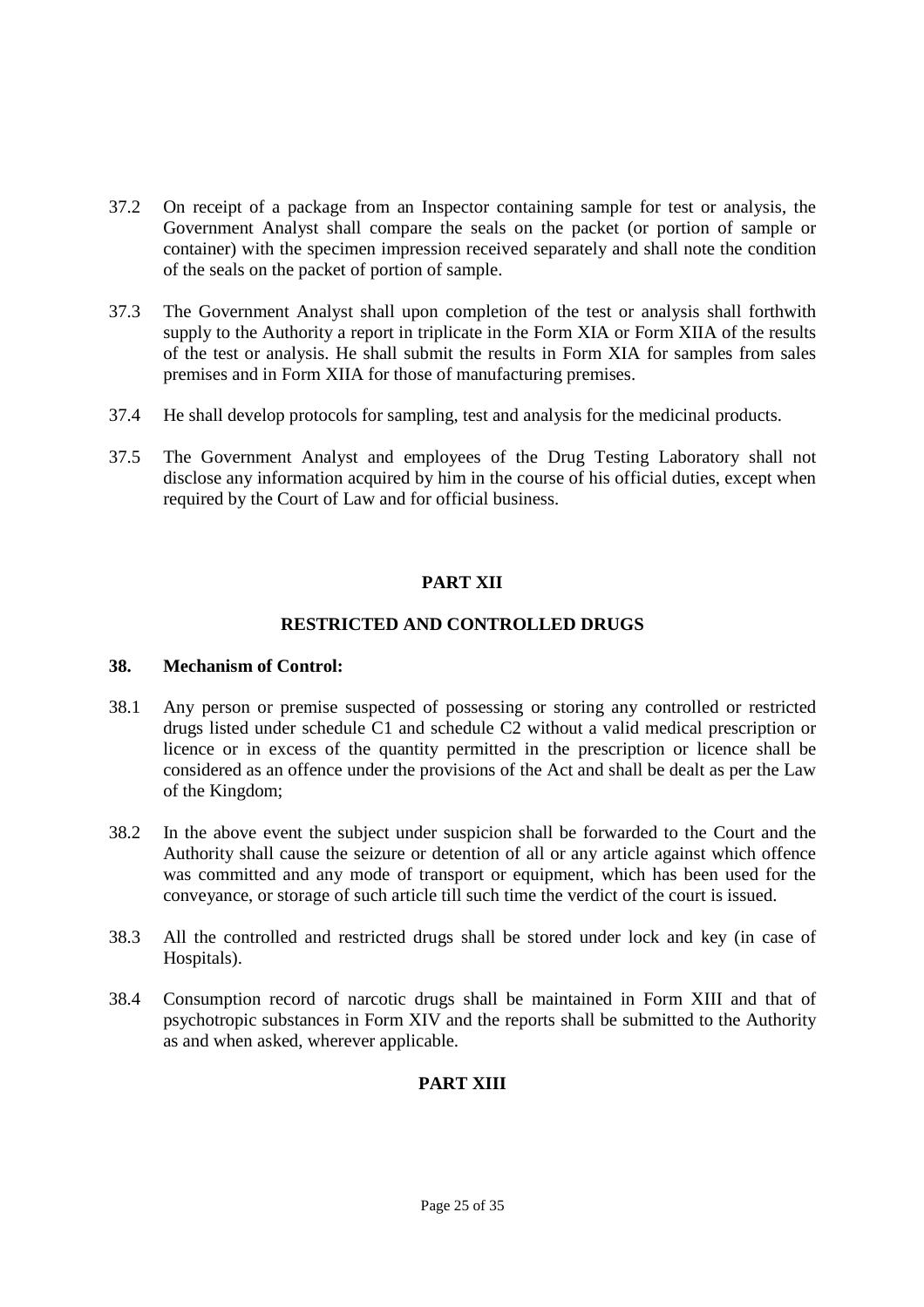37.2 On receipt of a package from an Inspector containing sample for test or analysis, the Government Analyst shall compare the seals on the packet (or portion of sample or container) with the specimen impression received separately and shall note the condition of the seals on the packet of portion of sample.

37.3 The Government Analyst shall upon completion of the test or analysis shall forthwith supply to the Authority a report in triplicate in the Form XIA or Form XIIA of the results of the test or analysis. He shall submit the results in Form XIA for samples from sales premises and in Form XIIA for those of manufacturing premises.

37.4 He shall develop protocols for sampling, test and analysis for the medicinal products.

37.5 The Government Analyst and employees of the Drug Testing Laboratory shall not disclose any information acquired by him in the course of his official duties, except when required by the Court of Law and for official business.

## PART XII

## RESTRICTED AND CONTROLLED DRUGS

### 38. Mechanism of Control:

38.1 Any person or premise suspected of possessing or storing any controlled or restricted drugs listed under schedule C1 and schedule C2 without a valid medical prescription or licence or in excess of the quantity permitted in the prescription or licence shall be considered as an offence under the provisions of the Act and shall be dealt as per the Law of the Kingdom;

38.2 In the above event the subject under suspicion shall be forwarded to the Court and the Authority shall cause the seizure or detention of all or any article against which offence was committed and any mode of transport or equipment, which has been used for the conveyance, or storage of such article till such time the verdict of the court is issued.

38.3 All the controlled and restricted drugs shall be stored under lock and key (in case of Hospitals).

38.4 Consumption record of narcotic drugs shall be maintained in Form XIII and that of psychotropic substances in Form XIV and the reports shall be submitted to the Authority as and when asked, wherever applicable.

## PART XIII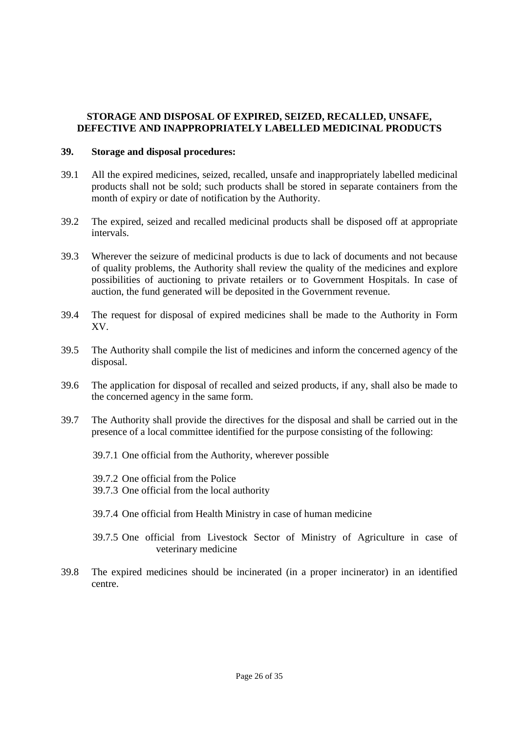## STORAGE AND DISPOSAL OF EXPIRED, SEIZED, RECALLED, UNSAFE, DEFECTIVE AND INAPPROPRIATELY LABELLED MEDICINAL PRODUCTS

**39. Storage and disposal procedures:**

39.1 All the expired medicines, seized, recalled, unsafe and inappropriately labelled medicinal products shall not be sold; such products shall be stored in separate containers from the month of expiry or date of notification by the Authority.

39.2 The expired, seized and recalled medicinal products shall be disposed off at appropriate intervals.

39.3 Wherever the seizure of medicinal products is due to lack of documents and not because of quality problems, the Authority shall review the quality of the medicines and explore possibilities of auctioning to private retailers or to Government Hospitals. In case of auction, the fund generated will be deposited in the Government revenue.

39.4 The request for disposal of expired medicines shall be made to the Authority in Form XV.

39.5 The Authority shall compile the list of medicines and inform the concerned agency of the disposal.

39.6 The application for disposal of recalled and seized products, if any, shall also be made to the concerned agency in the same form.

39.7 The Authority shall provide the directives for the disposal and shall be carried out in the presence of a local committee identified for the purpose consisting of the following:

39.7.1 One official from the Authority, wherever possible

39.7.2 One official from the Police

39.7.3 One official from the local authority

39.7.4 One official from Health Ministry in case of human medicine

39.7.5 One official from Livestock Sector of Ministry of Agriculture in case of veterinary medicine

39.8 The expired medicines should be incinerated (in a proper incinerator) in an identified centre.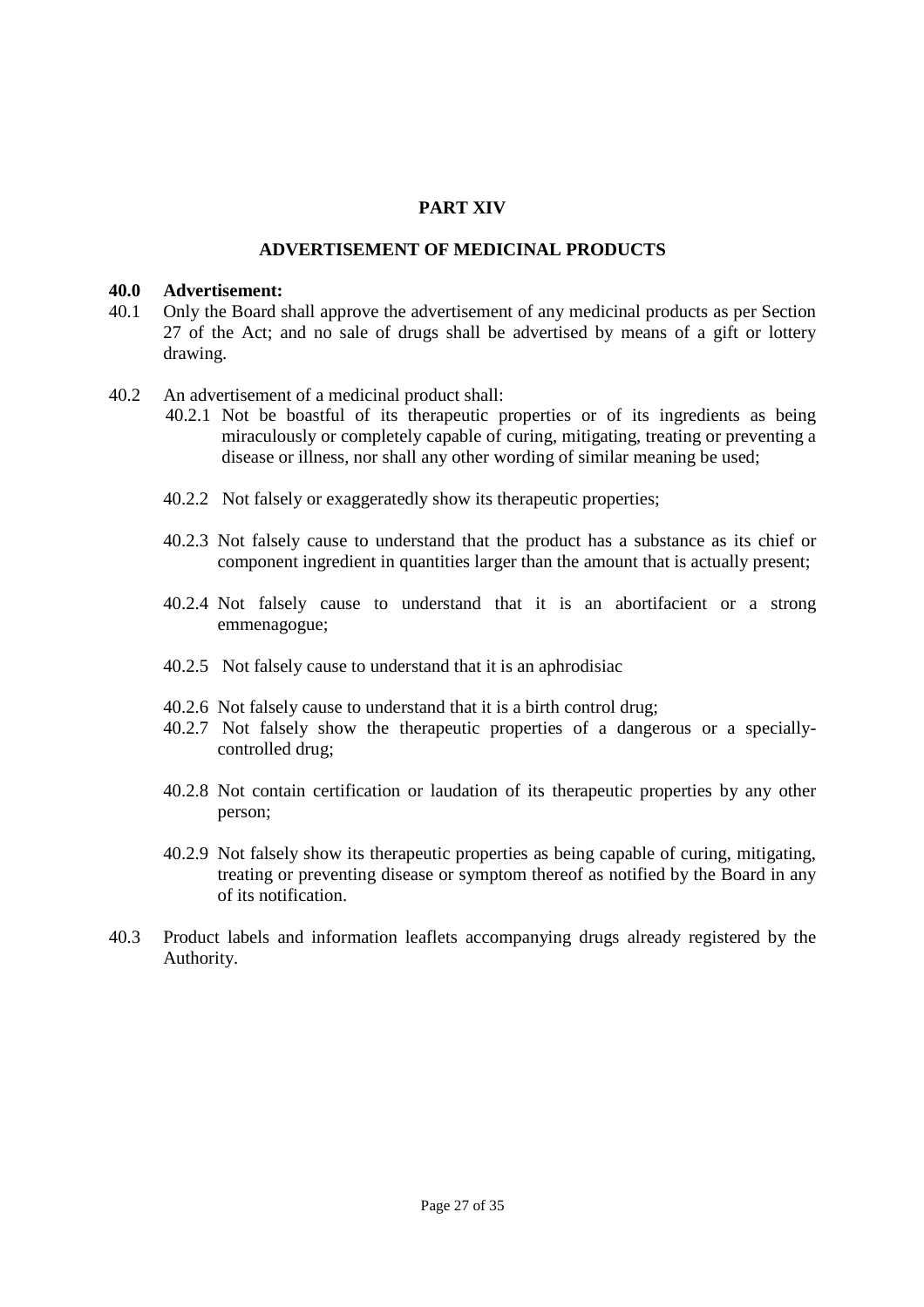# PART XIV

## ADVERTISEMENT OF MEDICINAL PRODUCTS

**40.0 Advertisement:**

40.1 Only the Board shall approve the advertisement of any medicinal products as per Section 27 of the Act; and no sale of drugs shall be advertised by means of a gift or lottery drawing.

40.2 An advertisement of a medicinal product shall:

40.2.1 Not be boastful of its therapeutic properties or of its ingredients as being miraculously or completely capable of curing, mitigating, treating or preventing a disease or illness, nor shall any other wording of similar meaning be used;

40.2.2 Not falsely or exaggeratedly show its therapeutic properties;

40.2.3 Not falsely cause to understand that the product has a substance as its chief or component ingredient in quantities larger than the amount that is actually present;

40.2.4 Not falsely cause to understand that it is an abortifacient or a strong emmenagogue;

40.2.5 Not falsely cause to understand that it is an aphrodisiac

40.2.6 Not falsely cause to understand that it is a birth control drug;

40.2.7 Not falsely show the therapeutic properties of a dangerous or a specially-controlled drug;

40.2.8 Not contain certification or laudation of its therapeutic properties by any other person;

40.2.9 Not falsely show its therapeutic properties as being capable of curing, mitigating, treating or preventing disease or symptom thereof as notified by the Board in any of its notification.

40.3 Product labels and information leaflets accompanying drugs already registered by the Authority.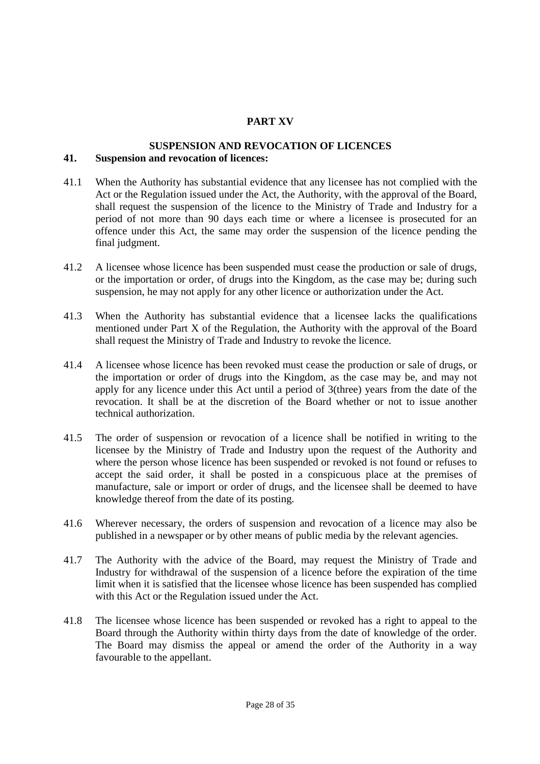## PART XV

### SUSPENSION AND REVOCATION OF LICENCES

### 41. Suspension and revocation of licences:

41.1 When the Authority has substantial evidence that any licensee has not complied with the Act or the Regulation issued under the Act, the Authority, with the approval of the Board, shall request the suspension of the licence to the Ministry of Trade and Industry for a period of not more than 90 days each time or where a licensee is prosecuted for an offence under this Act, the same may order the suspension of the licence pending the final judgment.

41.2 A licensee whose licence has been suspended must cease the production or sale of drugs, or the importation or order, of drugs into the Kingdom, as the case may be; during such suspension, he may not apply for any other licence or authorization under the Act.

41.3 When the Authority has substantial evidence that a licensee lacks the qualifications mentioned under Part X of the Regulation, the Authority with the approval of the Board shall request the Ministry of Trade and Industry to revoke the licence.

41.4 A licensee whose licence has been revoked must cease the production or sale of drugs, or the importation or order of drugs into the Kingdom, as the case may be, and may not apply for any licence under this Act until a period of 3(three) years from the date of the revocation. It shall be at the discretion of the Board whether or not to issue another technical authorization.

41.5 The order of suspension or revocation of a licence shall be notified in writing to the licensee by the Ministry of Trade and Industry upon the request of the Authority and where the person whose licence has been suspended or revoked is not found or refuses to accept the said order, it shall be posted in a conspicuous place at the premises of manufacture, sale or import or order of drugs, and the licensee shall be deemed to have knowledge thereof from the date of its posting.

41.6 Wherever necessary, the orders of suspension and revocation of a licence may also be published in a newspaper or by other means of public media by the relevant agencies.

41.7 The Authority with the advice of the Board, may request the Ministry of Trade and Industry for withdrawal of the suspension of a licence before the expiration of the time limit when it is satisfied that the licensee whose licence has been suspended has complied with this Act or the Regulation issued under the Act.

41.8 The licensee whose licence has been suspended or revoked has a right to appeal to the Board through the Authority within thirty days from the date of knowledge of the order. The Board may dismiss the appeal or amend the order of the Authority in a way favourable to the appellant.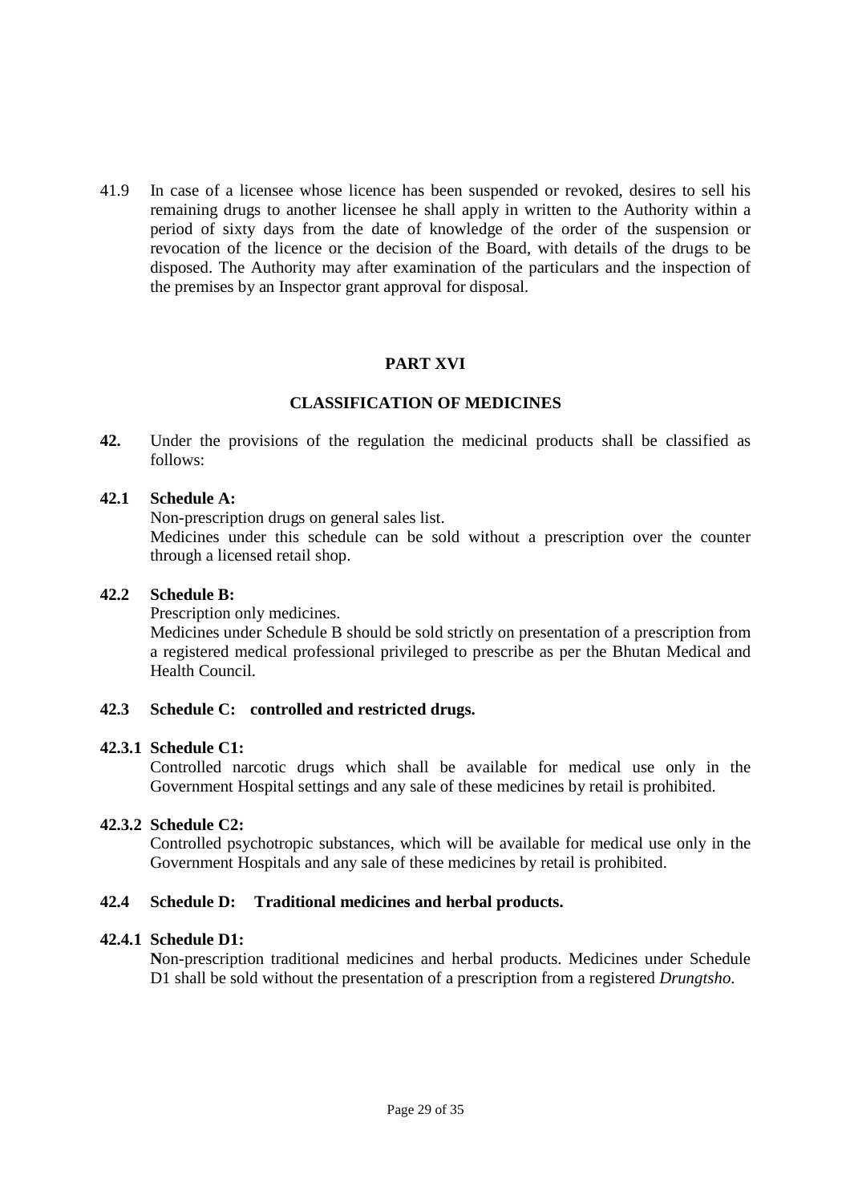41.9 In case of a licensee whose licence has been suspended or revoked, desires to sell his remaining drugs to another licensee he shall apply in written to the Authority within a period of sixty days from the date of knowledge of the order of the suspension or revocation of the licence or the decision of the Board, with details of the drugs to be disposed. The Authority may after examination of the particulars and the inspection of the premises by an Inspector grant approval for disposal.

## PART XVI

## CLASSIFICATION OF MEDICINES

**42.** Under the provisions of the regulation the medicinal products shall be classified as follows:

**42.1 Schedule A:**

Non-prescription drugs on general sales list.
Medicines under this schedule can be sold without a prescription over the counter through a licensed retail shop.

**42.2 Schedule B:**

Prescription only medicines.
Medicines under Schedule B should be sold strictly on presentation of a prescription from a registered medical professional privileged to prescribe as per the Bhutan Medical and Health Council.

**42.3 Schedule C: controlled and restricted drugs.**

**42.3.1 Schedule C1:**

Controlled narcotic drugs which shall be available for medical use only in the Government Hospital settings and any sale of these medicines by retail is prohibited.

**42.3.2 Schedule C2:**

Controlled psychotropic substances, which will be available for medical use only in the Government Hospitals and any sale of these medicines by retail is prohibited.

**42.4 Schedule D: Traditional medicines and herbal products.**

**42.4.1 Schedule D1:**

**N**on-prescription traditional medicines and herbal products. Medicines under Schedule D1 shall be sold without the presentation of a prescription from a registered *Drungtsho*.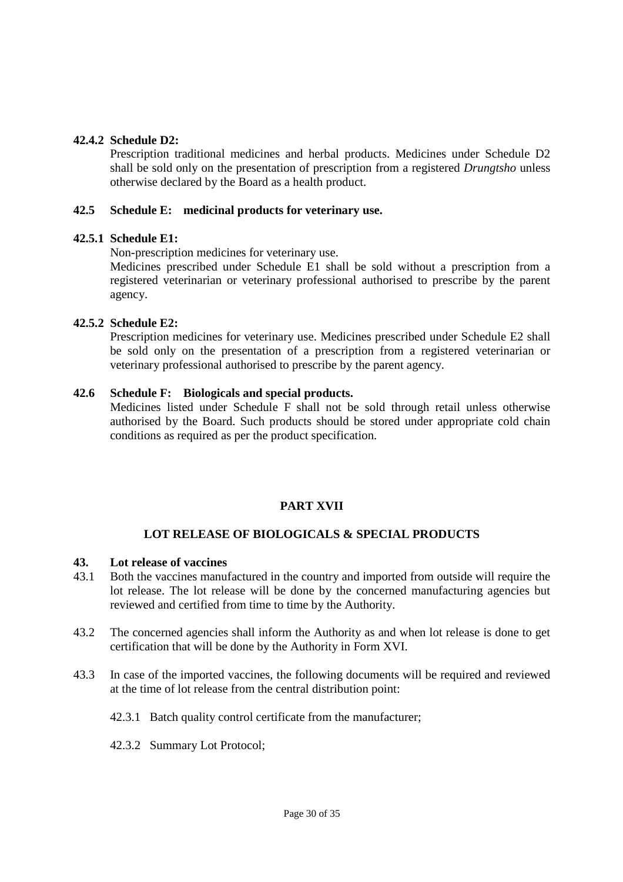**42.4.2 Schedule D2:**

Prescription traditional medicines and herbal products. Medicines under Schedule D2 shall be sold only on the presentation of prescription from a registered *Drungtsho* unless otherwise declared by the Board as a health product.

**42.5 Schedule E: medicinal products for veterinary use.**

**42.5.1 Schedule E1:**

Non-prescription medicines for veterinary use.

Medicines prescribed under Schedule E1 shall be sold without a prescription from a registered veterinarian or veterinary professional authorised to prescribe by the parent agency.

**42.5.2 Schedule E2:**

Prescription medicines for veterinary use. Medicines prescribed under Schedule E2 shall be sold only on the presentation of a prescription from a registered veterinarian or veterinary professional authorised to prescribe by the parent agency.

**42.6 Schedule F: Biologicals and special products.**

Medicines listed under Schedule F shall not be sold through retail unless otherwise authorised by the Board. Such products should be stored under appropriate cold chain conditions as required as per the product specification.

## PART XVII

## LOT RELEASE OF BIOLOGICALS & SPECIAL PRODUCTS

**43. Lot release of vaccines**

43.1 Both the vaccines manufactured in the country and imported from outside will require the lot release. The lot release will be done by the concerned manufacturing agencies but reviewed and certified from time to time by the Authority.

43.2 The concerned agencies shall inform the Authority as and when lot release is done to get certification that will be done by the Authority in Form XVI.

43.3 In case of the imported vaccines, the following documents will be required and reviewed at the time of lot release from the central distribution point:

42.3.1 Batch quality control certificate from the manufacturer;

42.3.2 Summary Lot Protocol;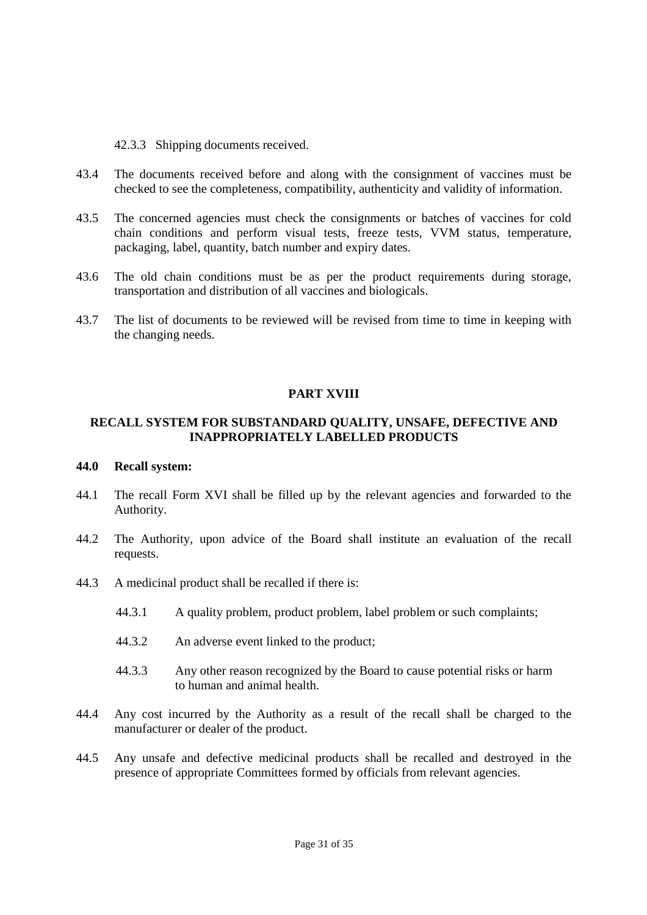42.3.3 Shipping documents received.

43.4 The documents received before and along with the consignment of vaccines must be checked to see the completeness, compatibility, authenticity and validity of information.

43.5 The concerned agencies must check the consignments or batches of vaccines for cold chain conditions and perform visual tests, freeze tests, VVM status, temperature, packaging, label, quantity, batch number and expiry dates.

43.6 The old chain conditions must be as per the product requirements during storage, transportation and distribution of all vaccines and biologicals.

43.7 The list of documents to be reviewed will be revised from time to time in keeping with the changing needs.

## PART XVIII

## RECALL SYSTEM FOR SUBSTANDARD QUALITY, UNSAFE, DEFECTIVE AND INAPPROPRIATELY LABELLED PRODUCTS

**44.0 Recall system:**

44.1 The recall Form XVI shall be filled up by the relevant agencies and forwarded to the Authority.

44.2 The Authority, upon advice of the Board shall institute an evaluation of the recall requests.

44.3 A medicinal product shall be recalled if there is:

44.3.1 A quality problem, product problem, label problem or such complaints;

44.3.2 An adverse event linked to the product;

44.3.3 Any other reason recognized by the Board to cause potential risks or harm to human and animal health.

44.4 Any cost incurred by the Authority as a result of the recall shall be charged to the manufacturer or dealer of the product.

44.5 Any unsafe and defective medicinal products shall be recalled and destroyed in the presence of appropriate Committees formed by officials from relevant agencies.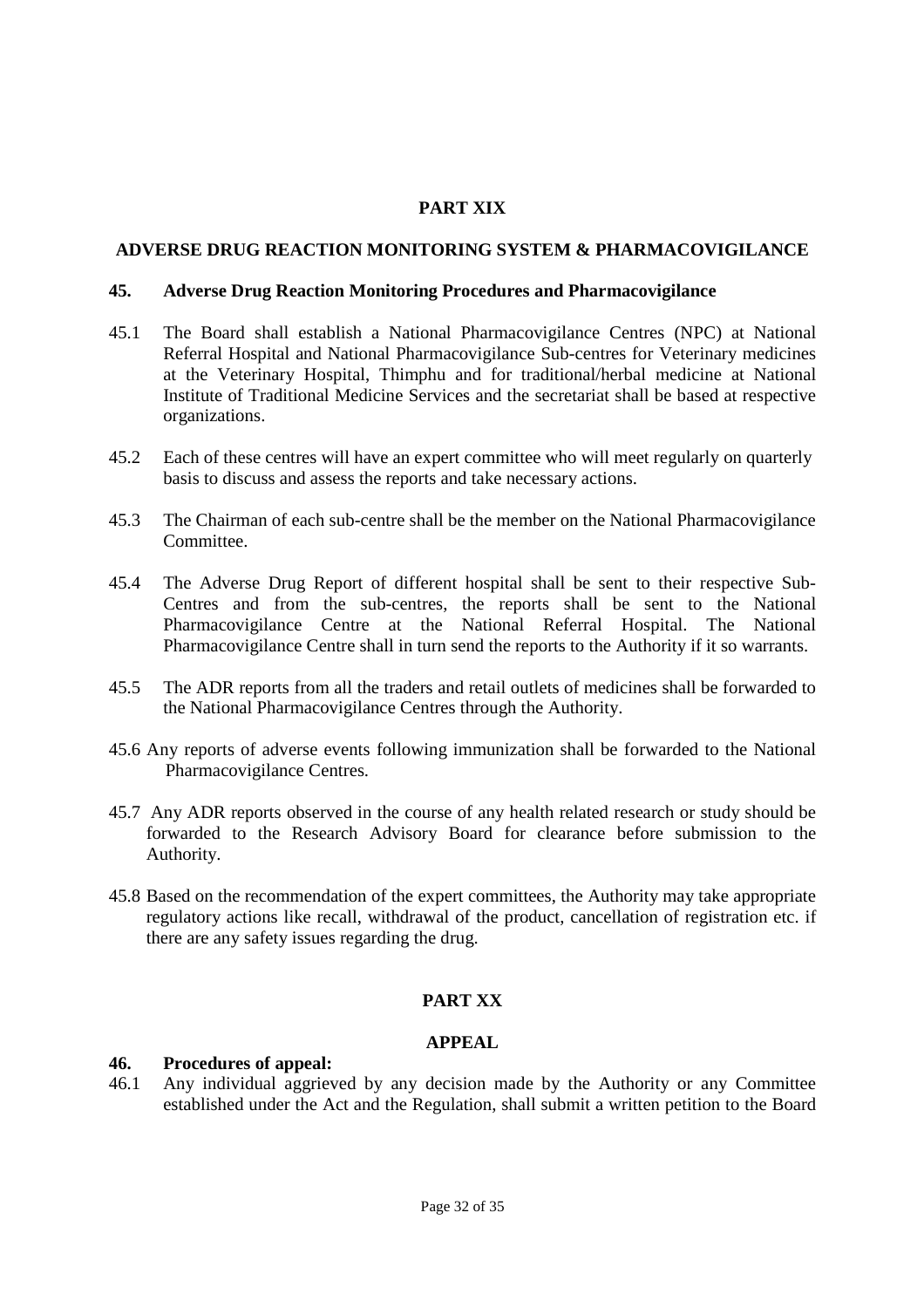## PART XIX

## ADVERSE DRUG REACTION MONITORING SYSTEM & PHARMACOVIGILANCE

### 45. Adverse Drug Reaction Monitoring Procedures and Pharmacovigilance

45.1 The Board shall establish a National Pharmacovigilance Centres (NPC) at National Referral Hospital and National Pharmacovigilance Sub-centres for Veterinary medicines at the Veterinary Hospital, Thimphu and for traditional/herbal medicine at National Institute of Traditional Medicine Services and the secretariat shall be based at respective organizations.

45.2 Each of these centres will have an expert committee who will meet regularly on quarterly basis to discuss and assess the reports and take necessary actions.

45.3 The Chairman of each sub-centre shall be the member on the National Pharmacovigilance Committee.

45.4 The Adverse Drug Report of different hospital shall be sent to their respective Sub-Centres and from the sub-centres, the reports shall be sent to the National Pharmacovigilance Centre at the National Referral Hospital. The National Pharmacovigilance Centre shall in turn send the reports to the Authority if it so warrants.

45.5 The ADR reports from all the traders and retail outlets of medicines shall be forwarded to the National Pharmacovigilance Centres through the Authority.

45.6 Any reports of adverse events following immunization shall be forwarded to the National Pharmacovigilance Centres.

45.7 Any ADR reports observed in the course of any health related research or study should be forwarded to the Research Advisory Board for clearance before submission to the Authority.

45.8 Based on the recommendation of the expert committees, the Authority may take appropriate regulatory actions like recall, withdrawal of the product, cancellation of registration etc. if there are any safety issues regarding the drug.

## PART XX

## APPEAL

### 46. Procedures of appeal:

46.1 Any individual aggrieved by any decision made by the Authority or any Committee established under the Act and the Regulation, shall submit a written petition to the Board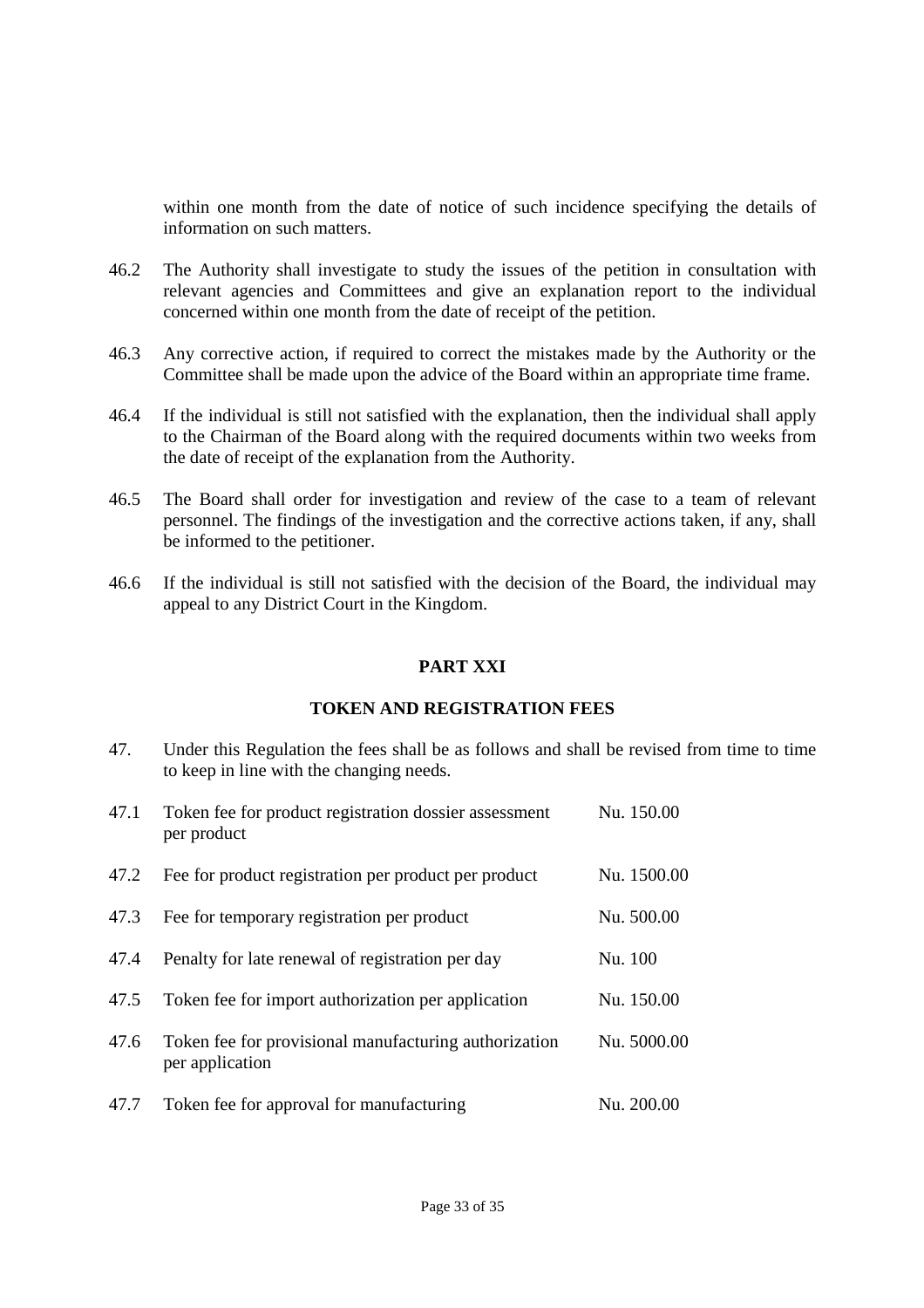within one month from the date of notice of such incidence specifying the details of information on such matters.

46.2 The Authority shall investigate to study the issues of the petition in consultation with relevant agencies and Committees and give an explanation report to the individual concerned within one month from the date of receipt of the petition.

46.3 Any corrective action, if required to correct the mistakes made by the Authority or the Committee shall be made upon the advice of the Board within an appropriate time frame.

46.4 If the individual is still not satisfied with the explanation, then the individual shall apply to the Chairman of the Board along with the required documents within two weeks from the date of receipt of the explanation from the Authority.

46.5 The Board shall order for investigation and review of the case to a team of relevant personnel. The findings of the investigation and the corrective actions taken, if any, shall be informed to the petitioner.

46.6 If the individual is still not satisfied with the decision of the Board, the individual may appeal to any District Court in the Kingdom.

## PART XXI

## TOKEN AND REGISTRATION FEES

47. Under this Regulation the fees shall be as follows and shall be revised from time to time to keep in line with the changing needs.

| | | |
|---|---|---|
| 47.1 | Token fee for product registration dossier assessment per product | Nu. 150.00 |
| 47.2 | Fee for product registration per product per product | Nu. 1500.00 |
| 47.3 | Fee for temporary registration per product | Nu. 500.00 |
| 47.4 | Penalty for late renewal of registration per day | Nu. 100 |
| 47.5 | Token fee for import authorization per application | Nu. 150.00 |
| 47.6 | Token fee for provisional manufacturing authorization per application | Nu. 5000.00 |
| 47.7 | Token fee for approval for manufacturing | Nu. 200.00 |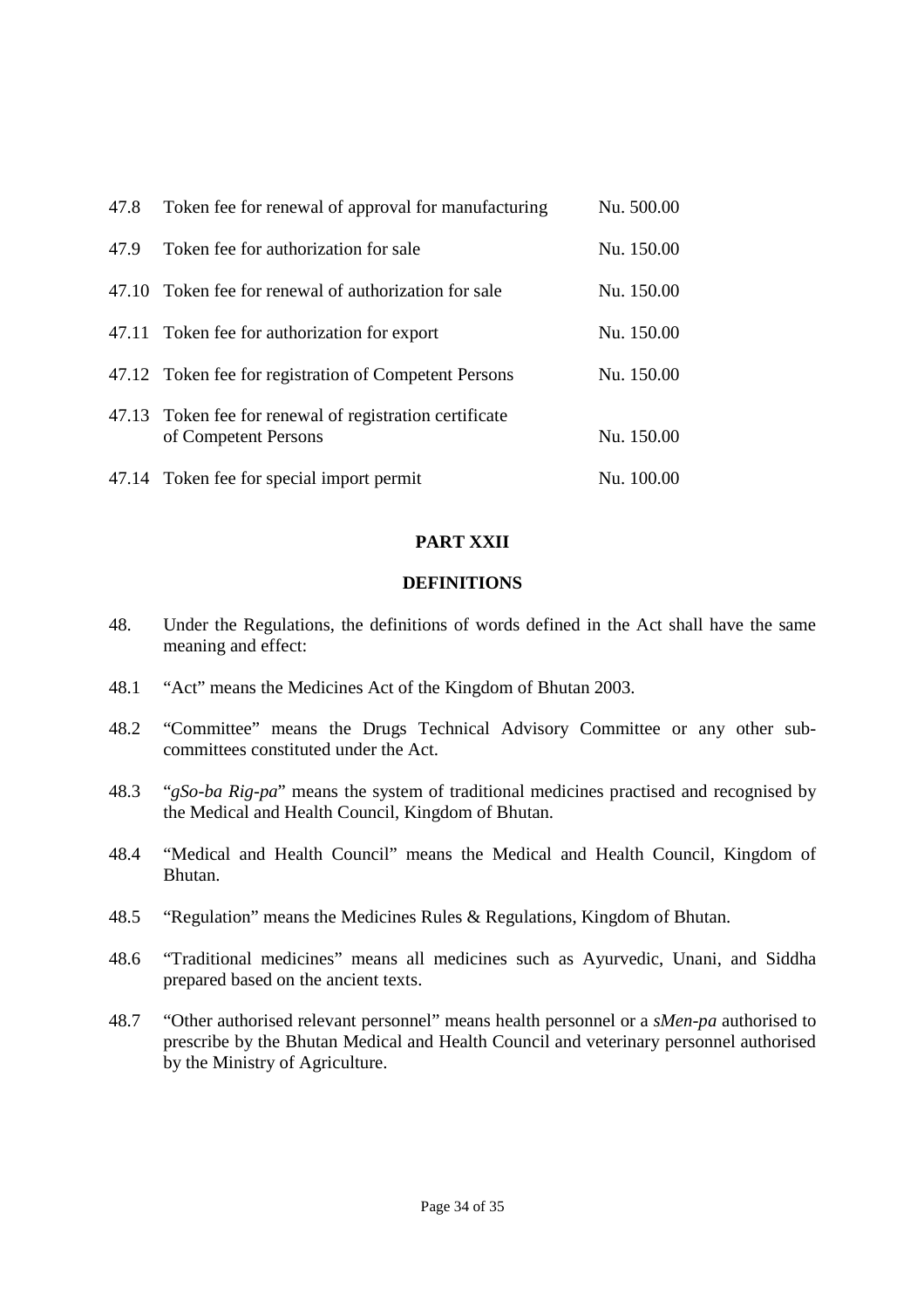| | | |
|---|---|---|
| 47.8 | Token fee for renewal of approval for manufacturing | Nu. 500.00 |
| 47.9 | Token fee for authorization for sale | Nu. 150.00 |
| 47.10 | Token fee for renewal of authorization for sale | Nu. 150.00 |
| 47.11 | Token fee for authorization for export | Nu. 150.00 |
| 47.12 | Token fee for registration of Competent Persons | Nu. 150.00 |
| 47.13 | Token fee for renewal of registration certificate of Competent Persons | Nu. 150.00 |
| 47.14 | Token fee for special import permit | Nu. 100.00 |

## PART XXII

## DEFINITIONS

48. Under the Regulations, the definitions of words defined in the Act shall have the same meaning and effect:

48.1 "Act" means the Medicines Act of the Kingdom of Bhutan 2003.

48.2 "Committee" means the Drugs Technical Advisory Committee or any other sub-committees constituted under the Act.

48.3 "*gSo-ba Rig-pa*" means the system of traditional medicines practised and recognised by the Medical and Health Council, Kingdom of Bhutan.

48.4 "Medical and Health Council" means the Medical and Health Council, Kingdom of Bhutan.

48.5 "Regulation" means the Medicines Rules & Regulations, Kingdom of Bhutan.

48.6 "Traditional medicines" means all medicines such as Ayurvedic, Unani, and Siddha prepared based on the ancient texts.

48.7 "Other authorised relevant personnel" means health personnel or a *sMen-pa* authorised to prescribe by the Bhutan Medical and Health Council and veterinary personnel authorised by the Ministry of Agriculture.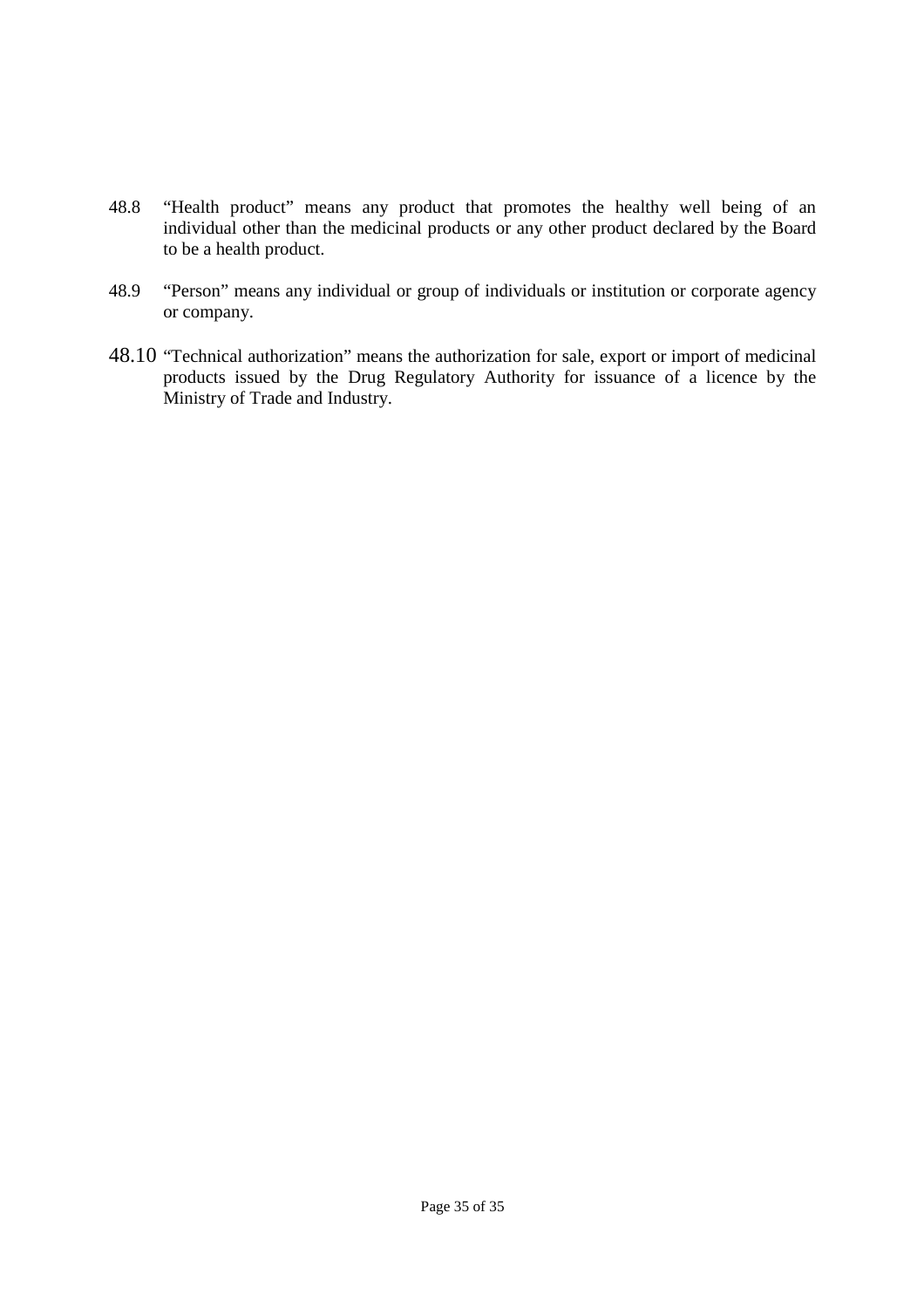48.8 "Health product" means any product that promotes the healthy well being of an individual other than the medicinal products or any other product declared by the Board to be a health product.

48.9 "Person" means any individual or group of individuals or institution or corporate agency or company.

48.10 "Technical authorization" means the authorization for sale, export or import of medicinal products issued by the Drug Regulatory Authority for issuance of a licence by the Ministry of Trade and Industry.